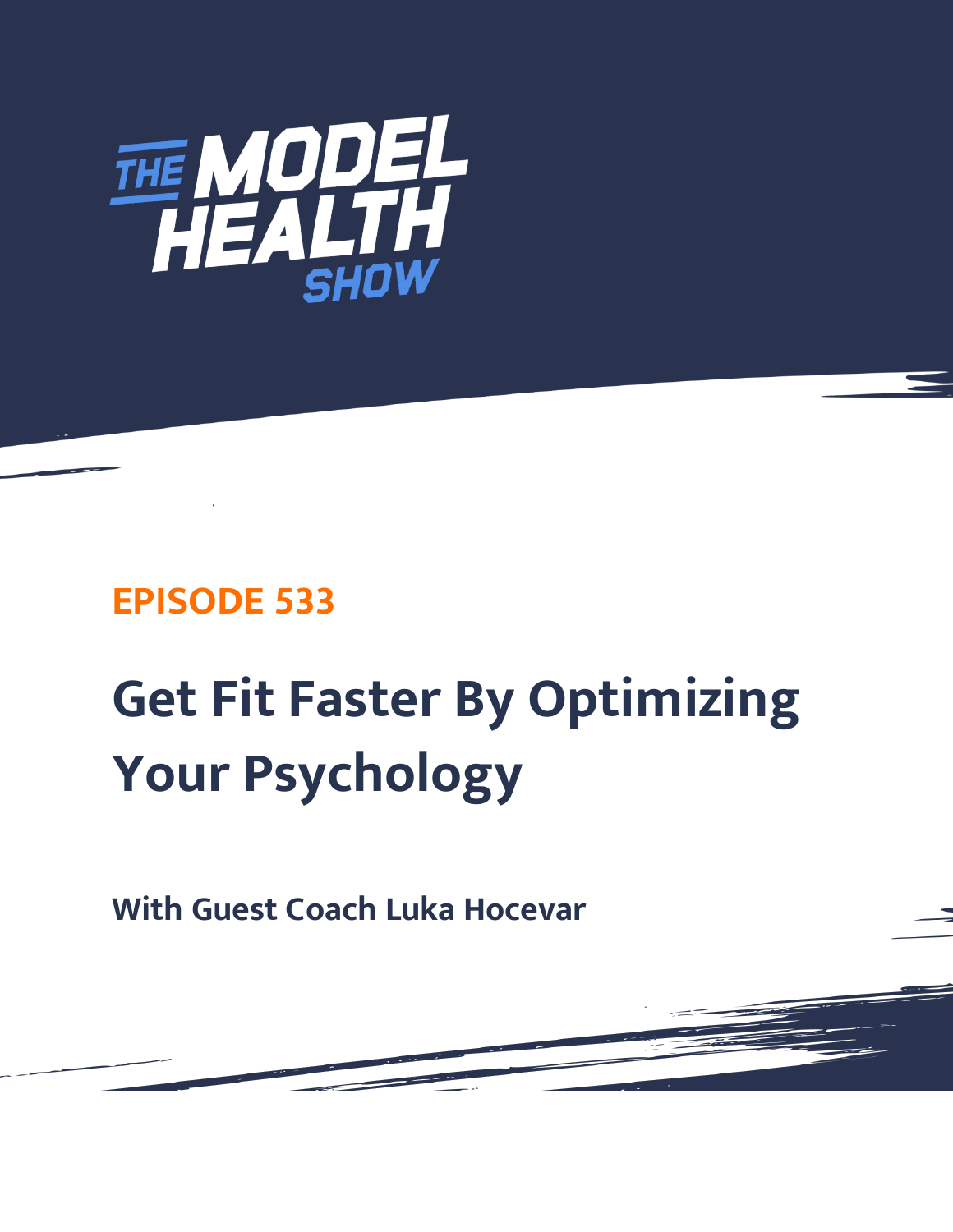# THE MODEL HEALTH SHOW

## EPISODE 533

# Get Fit Faster By Optimizing Your Psychology

**With Guest Coach Luka Hocevar**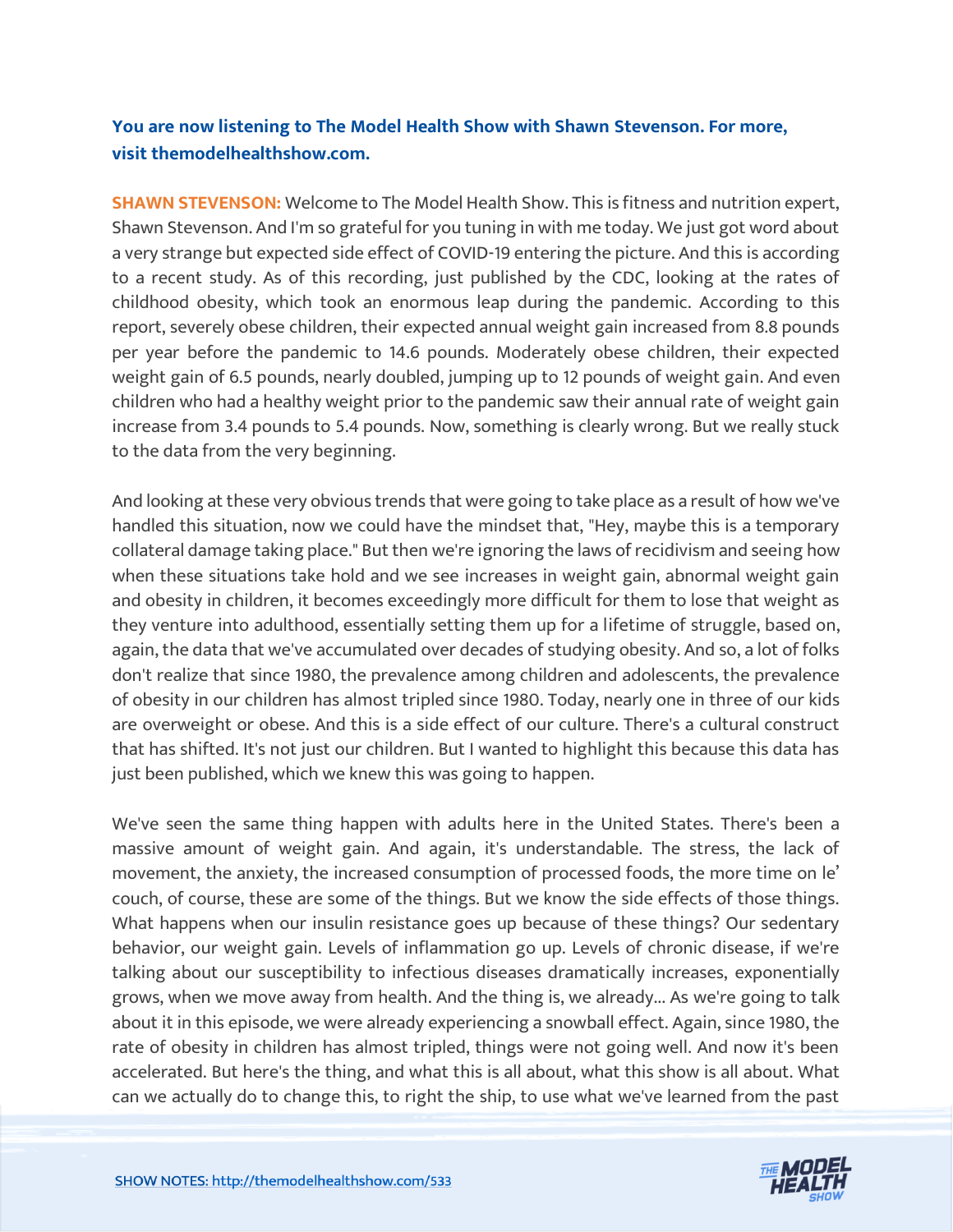**You are now listening to The Model Health Show with Shawn Stevenson. For more, visit themodelhealthshow.com.**

**SHAWN STEVENSON:** Welcome to The Model Health Show. This is fitness and nutrition expert, Shawn Stevenson. And I'm so grateful for you tuning in with me today. We just got word about a very strange but expected side effect of COVID-19 entering the picture. And this is according to a recent study. As of this recording, just published by the CDC, looking at the rates of childhood obesity, which took an enormous leap during the pandemic. According to this report, severely obese children, their expected annual weight gain increased from 8.8 pounds per year before the pandemic to 14.6 pounds. Moderately obese children, their expected weight gain of 6.5 pounds, nearly doubled, jumping up to 12 pounds of weight gain. And even children who had a healthy weight prior to the pandemic saw their annual rate of weight gain increase from 3.4 pounds to 5.4 pounds. Now, something is clearly wrong. But we really stuck to the data from the very beginning.

And looking at these very obvious trends that were going to take place as a result of how we've handled this situation, now we could have the mindset that, "Hey, maybe this is a temporary collateral damage taking place." But then we're ignoring the laws of recidivism and seeing how when these situations take hold and we see increases in weight gain, abnormal weight gain and obesity in children, it becomes exceedingly more difficult for them to lose that weight as they venture into adulthood, essentially setting them up for a lifetime of struggle, based on, again, the data that we've accumulated over decades of studying obesity. And so, a lot of folks don't realize that since 1980, the prevalence among children and adolescents, the prevalence of obesity in our children has almost tripled since 1980. Today, nearly one in three of our kids are overweight or obese. And this is a side effect of our culture. There's a cultural construct that has shifted. It's not just our children. But I wanted to highlight this because this data has just been published, which we knew this was going to happen.

We've seen the same thing happen with adults here in the United States. There's been a massive amount of weight gain. And again, it's understandable. The stress, the lack of movement, the anxiety, the increased consumption of processed foods, the more time on le' couch, of course, these are some of the things. But we know the side effects of those things. What happens when our insulin resistance goes up because of these things? Our sedentary behavior, our weight gain. Levels of inflammation go up. Levels of chronic disease, if we're talking about our susceptibility to infectious diseases dramatically increases, exponentially grows, when we move away from health. And the thing is, we already... As we're going to talk about it in this episode, we were already experiencing a snowball effect. Again, since 1980, the rate of obesity in children has almost tripled, things were not going well. And now it's been accelerated. But here's the thing, and what this is all about, what this show is all about. What can we actually do to change this, to right the ship, to use what we've learned from the past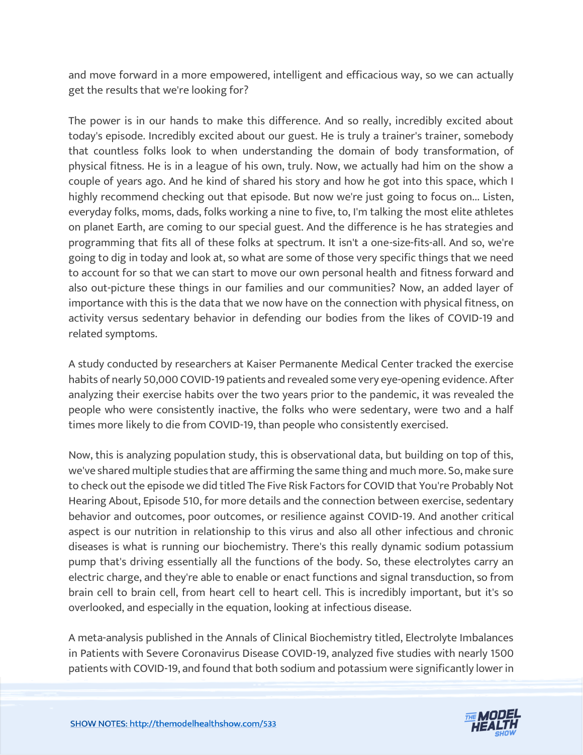and move forward in a more empowered, intelligent and efficacious way, so we can actually get the results that we're looking for?

The power is in our hands to make this difference. And so really, incredibly excited about today's episode. Incredibly excited about our guest. He is truly a trainer's trainer, somebody that countless folks look to when understanding the domain of body transformation, of physical fitness. He is in a league of his own, truly. Now, we actually had him on the show a couple of years ago. And he kind of shared his story and how he got into this space, which I highly recommend checking out that episode. But now we're just going to focus on... Listen, everyday folks, moms, dads, folks working a nine to five, to, I'm talking the most elite athletes on planet Earth, are coming to our special guest. And the difference is he has strategies and programming that fits all of these folks at spectrum. It isn't a one-size-fits-all. And so, we're going to dig in today and look at, so what are some of those very specific things that we need to account for so that we can start to move our own personal health and fitness forward and also out-picture these things in our families and our communities? Now, an added layer of importance with this is the data that we now have on the connection with physical fitness, on activity versus sedentary behavior in defending our bodies from the likes of COVID-19 and related symptoms.

A study conducted by researchers at Kaiser Permanente Medical Center tracked the exercise habits of nearly 50,000 COVID-19 patients and revealed some very eye-opening evidence. After analyzing their exercise habits over the two years prior to the pandemic, it was revealed the people who were consistently inactive, the folks who were sedentary, were two and a half times more likely to die from COVID-19, than people who consistently exercised.

Now, this is analyzing population study, this is observational data, but building on top of this, we've shared multiple studies that are affirming the same thing and much more. So, make sure to check out the episode we did titled The Five Risk Factors for COVID that You're Probably Not Hearing About, Episode 510, for more details and the connection between exercise, sedentary behavior and outcomes, poor outcomes, or resilience against COVID-19. And another critical aspect is our nutrition in relationship to this virus and also all other infectious and chronic diseases is what is running our biochemistry. There's this really dynamic sodium potassium pump that's driving essentially all the functions of the body. So, these electrolytes carry an electric charge, and they're able to enable or enact functions and signal transduction, so from brain cell to brain cell, from heart cell to heart cell. This is incredibly important, but it's so overlooked, and especially in the equation, looking at infectious disease.

A meta-analysis published in the Annals of Clinical Biochemistry titled, Electrolyte Imbalances in Patients with Severe Coronavirus Disease COVID-19, analyzed five studies with nearly 1500 patients with COVID-19, and found that both sodium and potassium were significantly lower in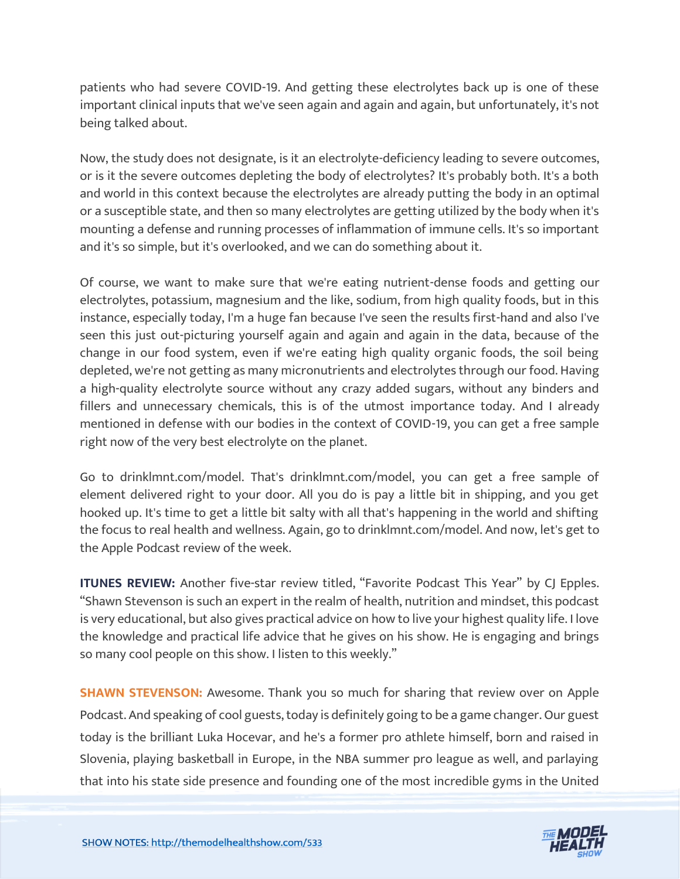patients who had severe COVID-19. And getting these electrolytes back up is one of these important clinical inputs that we've seen again and again and again, but unfortunately, it's not being talked about.

Now, the study does not designate, is it an electrolyte-deficiency leading to severe outcomes, or is it the severe outcomes depleting the body of electrolytes? It's probably both. It's a both and world in this context because the electrolytes are already putting the body in an optimal or a susceptible state, and then so many electrolytes are getting utilized by the body when it's mounting a defense and running processes of inflammation of immune cells. It's so important and it's so simple, but it's overlooked, and we can do something about it.

Of course, we want to make sure that we're eating nutrient-dense foods and getting our electrolytes, potassium, magnesium and the like, sodium, from high quality foods, but in this instance, especially today, I'm a huge fan because I've seen the results first-hand and also I've seen this just out-picturing yourself again and again and again in the data, because of the change in our food system, even if we're eating high quality organic foods, the soil being depleted, we're not getting as many micronutrients and electrolytes through our food. Having a high-quality electrolyte source without any crazy added sugars, without any binders and fillers and unnecessary chemicals, this is of the utmost importance today. And I already mentioned in defense with our bodies in the context of COVID-19, you can get a free sample right now of the very best electrolyte on the planet.

Go to drinklmnt.com/model. That's drinklmnt.com/model, you can get a free sample of element delivered right to your door. All you do is pay a little bit in shipping, and you get hooked up. It's time to get a little bit salty with all that's happening in the world and shifting the focus to real health and wellness. Again, go to drinklmnt.com/model. And now, let's get to the Apple Podcast review of the week.

**ITUNES REVIEW:** Another five-star review titled, "Favorite Podcast This Year" by CJ Epples. "Shawn Stevenson is such an expert in the realm of health, nutrition and mindset, this podcast is very educational, but also gives practical advice on how to live your highest quality life. I love the knowledge and practical life advice that he gives on his show. He is engaging and brings so many cool people on this show. I listen to this weekly."

**SHAWN STEVENSON:** Awesome. Thank you so much for sharing that review over on Apple Podcast. And speaking of cool guests, today is definitely going to be a game changer. Our guest today is the brilliant Luka Hocevar, and he's a former pro athlete himself, born and raised in Slovenia, playing basketball in Europe, in the NBA summer pro league as well, and parlaying that into his state side presence and founding one of the most incredible gyms in the United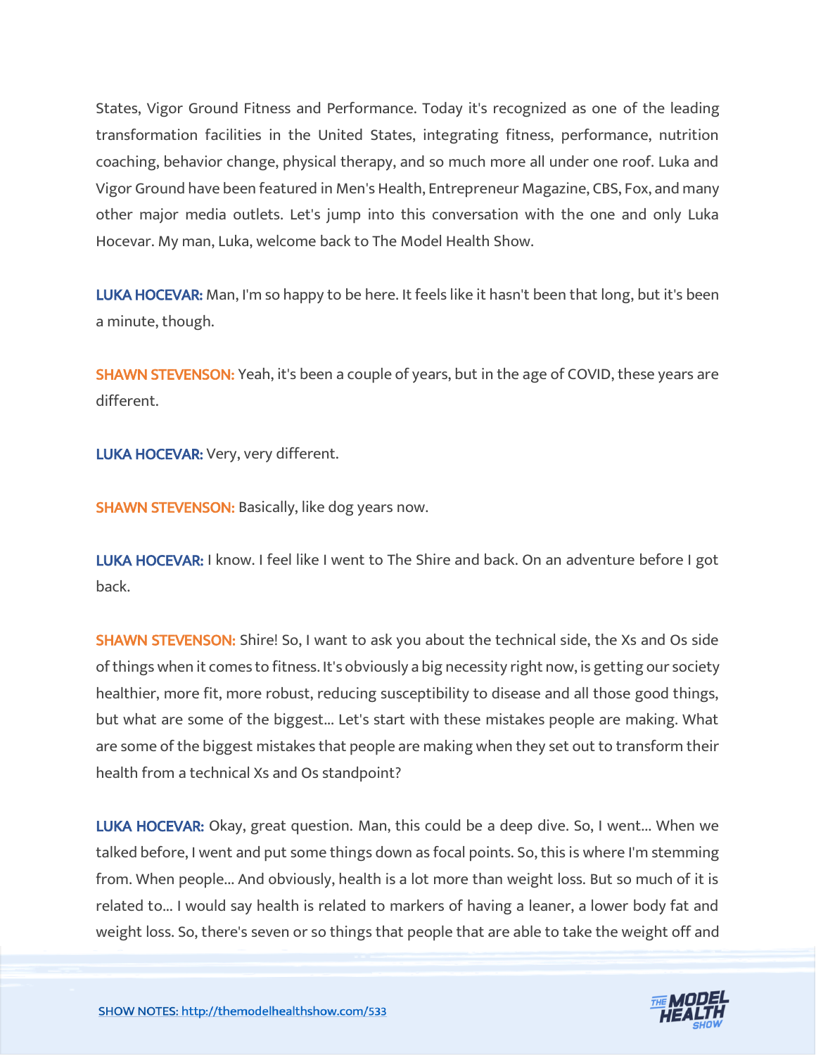States, Vigor Ground Fitness and Performance. Today it's recognized as one of the leading transformation facilities in the United States, integrating fitness, performance, nutrition coaching, behavior change, physical therapy, and so much more all under one roof. Luka and Vigor Ground have been featured in Men's Health, Entrepreneur Magazine, CBS, Fox, and many other major media outlets. Let's jump into this conversation with the one and only Luka Hocevar. My man, Luka, welcome back to The Model Health Show.

**LUKA HOCEVAR:** Man, I'm so happy to be here. It feels like it hasn't been that long, but it's been a minute, though.

**SHAWN STEVENSON:** Yeah, it's been a couple of years, but in the age of COVID, these years are different.

**LUKA HOCEVAR:** Very, very different.

**SHAWN STEVENSON:** Basically, like dog years now.

**LUKA HOCEVAR:** I know. I feel like I went to The Shire and back. On an adventure before I got back.

**SHAWN STEVENSON:** Shire! So, I want to ask you about the technical side, the Xs and Os side of things when it comes to fitness. It's obviously a big necessity right now, is getting our society healthier, more fit, more robust, reducing susceptibility to disease and all those good things, but what are some of the biggest... Let's start with these mistakes people are making. What are some of the biggest mistakes that people are making when they set out to transform their health from a technical Xs and Os standpoint?

**LUKA HOCEVAR:** Okay, great question. Man, this could be a deep dive. So, I went... When we talked before, I went and put some things down as focal points. So, this is where I'm stemming from. When people... And obviously, health is a lot more than weight loss. But so much of it is related to... I would say health is related to markers of having a leaner, a lower body fat and weight loss. So, there's seven or so things that people that are able to take the weight off and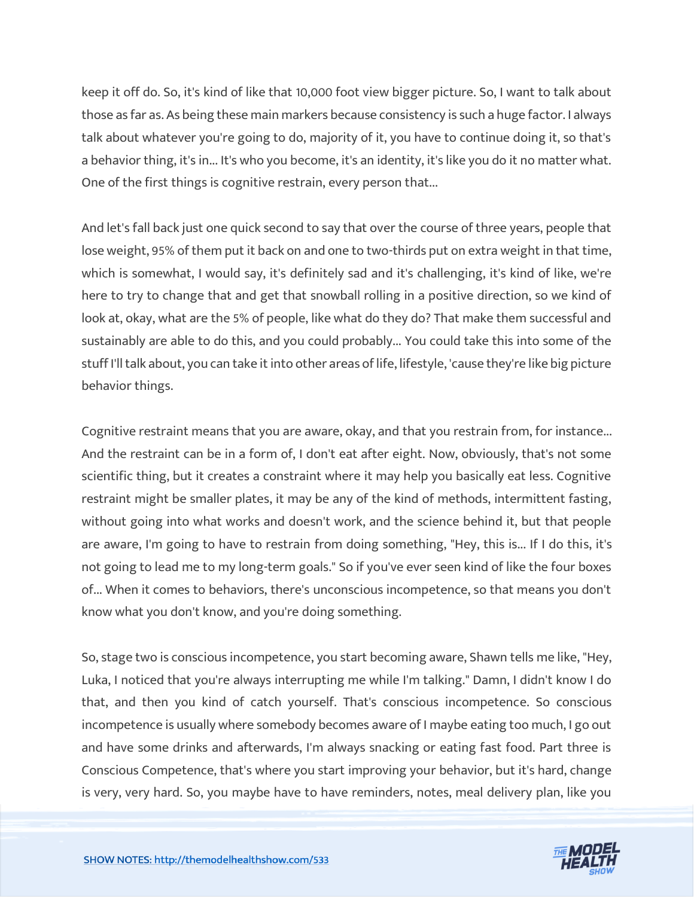keep it off do. So, it's kind of like that 10,000 foot view bigger picture. So, I want to talk about those as far as. As being these main markers because consistency is such a huge factor. I always talk about whatever you're going to do, majority of it, you have to continue doing it, so that's a behavior thing, it's in... It's who you become, it's an identity, it's like you do it no matter what. One of the first things is cognitive restrain, every person that...

And let's fall back just one quick second to say that over the course of three years, people that lose weight, 95% of them put it back on and one to two-thirds put on extra weight in that time, which is somewhat, I would say, it's definitely sad and it's challenging, it's kind of like, we're here to try to change that and get that snowball rolling in a positive direction, so we kind of look at, okay, what are the 5% of people, like what do they do? That make them successful and sustainably are able to do this, and you could probably... You could take this into some of the stuff I'll talk about, you can take it into other areas of life, lifestyle, 'cause they're like big picture behavior things.

Cognitive restraint means that you are aware, okay, and that you restrain from, for instance... And the restraint can be in a form of, I don't eat after eight. Now, obviously, that's not some scientific thing, but it creates a constraint where it may help you basically eat less. Cognitive restraint might be smaller plates, it may be any of the kind of methods, intermittent fasting, without going into what works and doesn't work, and the science behind it, but that people are aware, I'm going to have to restrain from doing something, "Hey, this is... If I do this, it's not going to lead me to my long-term goals." So if you've ever seen kind of like the four boxes of... When it comes to behaviors, there's unconscious incompetence, so that means you don't know what you don't know, and you're doing something.

So, stage two is conscious incompetence, you start becoming aware, Shawn tells me like, "Hey, Luka, I noticed that you're always interrupting me while I'm talking." Damn, I didn't know I do that, and then you kind of catch yourself. That's conscious incompetence. So conscious incompetence is usually where somebody becomes aware of I maybe eating too much, I go out and have some drinks and afterwards, I'm always snacking or eating fast food. Part three is Conscious Competence, that's where you start improving your behavior, but it's hard, change is very, very hard. So, you maybe have to have reminders, notes, meal delivery plan, like you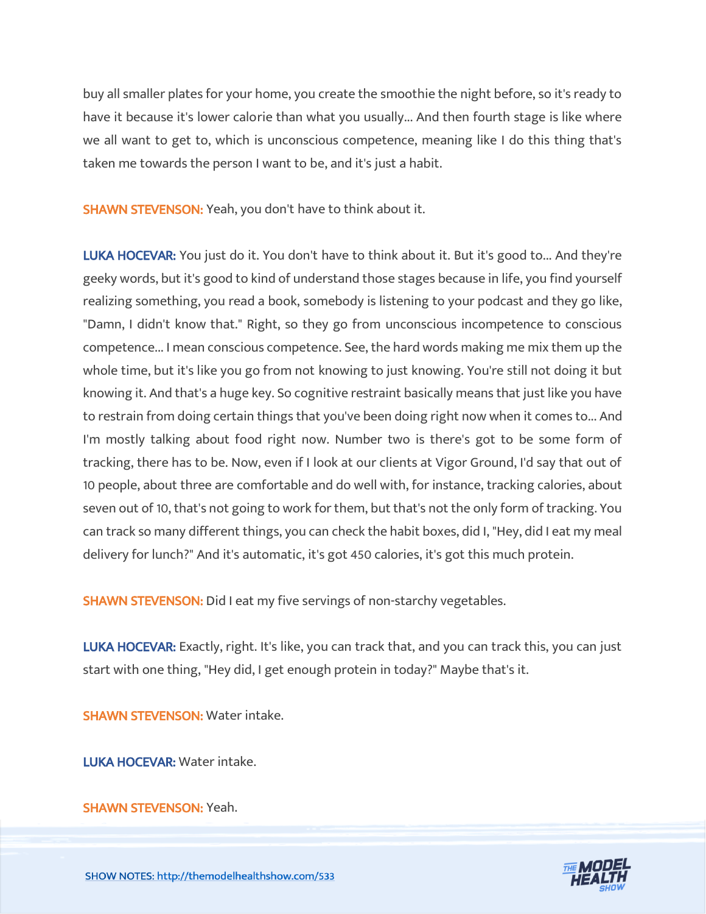buy all smaller plates for your home, you create the smoothie the night before, so it's ready to have it because it's lower calorie than what you usually... And then fourth stage is like where we all want to get to, which is unconscious competence, meaning like I do this thing that's taken me towards the person I want to be, and it's just a habit.

**SHAWN STEVENSON:** Yeah, you don't have to think about it.

**LUKA HOCEVAR:** You just do it. You don't have to think about it. But it's good to... And they're geeky words, but it's good to kind of understand those stages because in life, you find yourself realizing something, you read a book, somebody is listening to your podcast and they go like, "Damn, I didn't know that." Right, so they go from unconscious incompetence to conscious competence... I mean conscious competence. See, the hard words making me mix them up the whole time, but it's like you go from not knowing to just knowing. You're still not doing it but knowing it. And that's a huge key. So cognitive restraint basically means that just like you have to restrain from doing certain things that you've been doing right now when it comes to... And I'm mostly talking about food right now. Number two is there's got to be some form of tracking, there has to be. Now, even if I look at our clients at Vigor Ground, I'd say that out of 10 people, about three are comfortable and do well with, for instance, tracking calories, about seven out of 10, that's not going to work for them, but that's not the only form of tracking. You can track so many different things, you can check the habit boxes, did I, "Hey, did I eat my meal delivery for lunch?" And it's automatic, it's got 450 calories, it's got this much protein.

**SHAWN STEVENSON:** Did I eat my five servings of non-starchy vegetables.

**LUKA HOCEVAR:** Exactly, right. It's like, you can track that, and you can track this, you can just start with one thing, "Hey did, I get enough protein in today?" Maybe that's it.

**SHAWN STEVENSON:** Water intake.

**LUKA HOCEVAR:** Water intake.

**SHAWN STEVENSON:** Yeah.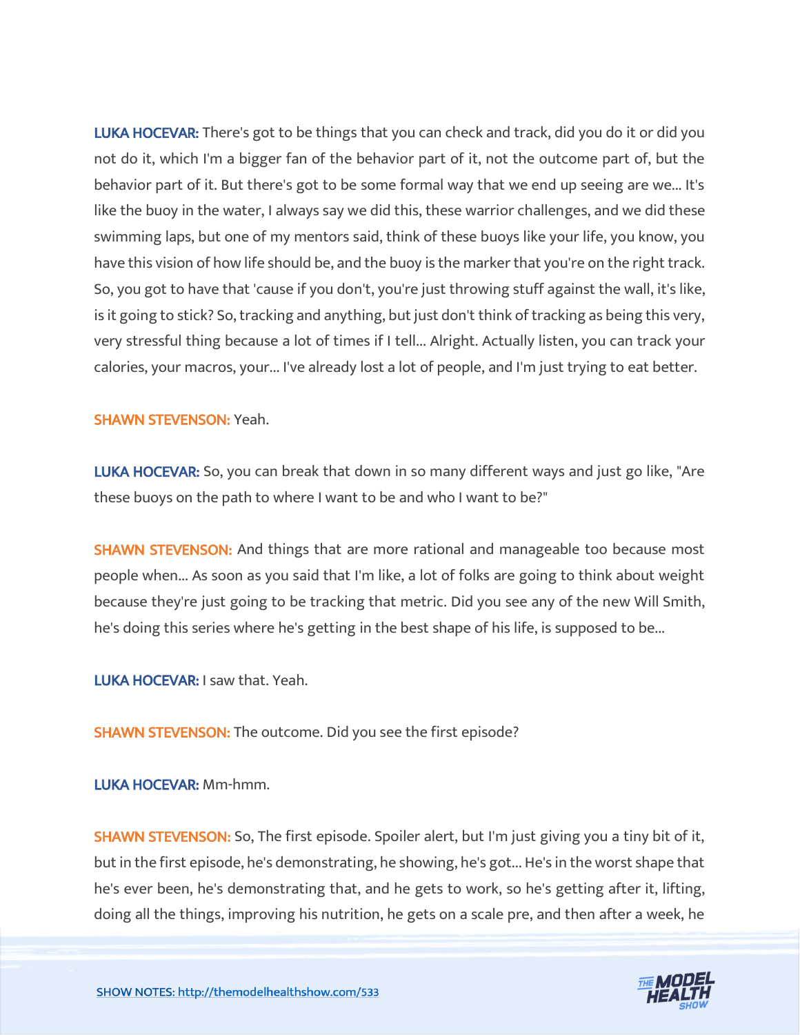**LUKA HOCEVAR:** There's got to be things that you can check and track, did you do it or did you not do it, which I'm a bigger fan of the behavior part of it, not the outcome part of, but the behavior part of it. But there's got to be some formal way that we end up seeing are we... It's like the buoy in the water, I always say we did this, these warrior challenges, and we did these swimming laps, but one of my mentors said, think of these buoys like your life, you know, you have this vision of how life should be, and the buoy is the marker that you're on the right track. So, you got to have that 'cause if you don't, you're just throwing stuff against the wall, it's like, is it going to stick? So, tracking and anything, but just don't think of tracking as being this very, very stressful thing because a lot of times if I tell... Alright. Actually listen, you can track your calories, your macros, your... I've already lost a lot of people, and I'm just trying to eat better.

**SHAWN STEVENSON:** Yeah.

**LUKA HOCEVAR:** So, you can break that down in so many different ways and just go like, "Are these buoys on the path to where I want to be and who I want to be?"

**SHAWN STEVENSON:** And things that are more rational and manageable too because most people when... As soon as you said that I'm like, a lot of folks are going to think about weight because they're just going to be tracking that metric. Did you see any of the new Will Smith, he's doing this series where he's getting in the best shape of his life, is supposed to be...

**LUKA HOCEVAR:** I saw that. Yeah.

**SHAWN STEVENSON:** The outcome. Did you see the first episode?

**LUKA HOCEVAR:** Mm-hmm.

**SHAWN STEVENSON:** So, The first episode. Spoiler alert, but I'm just giving you a tiny bit of it, but in the first episode, he's demonstrating, he showing, he's got... He's in the worst shape that he's ever been, he's demonstrating that, and he gets to work, so he's getting after it, lifting, doing all the things, improving his nutrition, he gets on a scale pre, and then after a week, he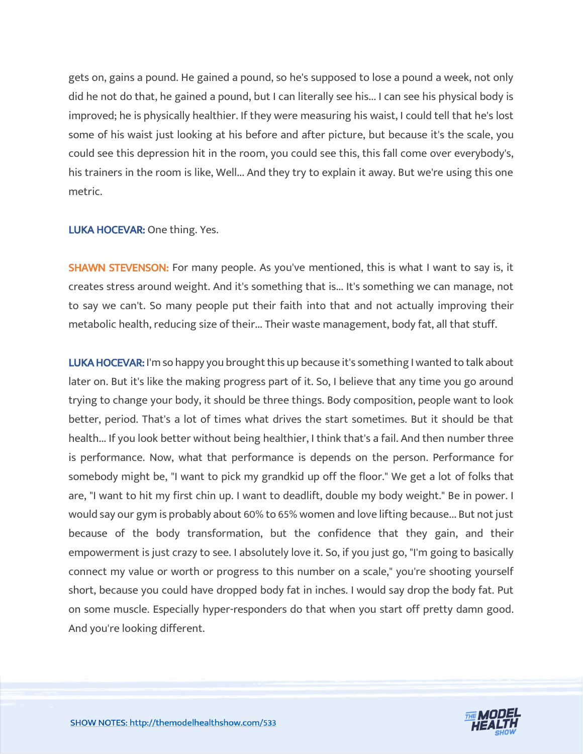gets on, gains a pound. He gained a pound, so he's supposed to lose a pound a week, not only did he not do that, he gained a pound, but I can literally see his... I can see his physical body is improved; he is physically healthier. If they were measuring his waist, I could tell that he's lost some of his waist just looking at his before and after picture, but because it's the scale, you could see this depression hit in the room, you could see this, this fall come over everybody's, his trainers in the room is like, Well... And they try to explain it away. But we're using this one metric.

**LUKA HOCEVAR:** One thing. Yes.

**SHAWN STEVENSON:** For many people. As you've mentioned, this is what I want to say is, it creates stress around weight. And it's something that is... It's something we can manage, not to say we can't. So many people put their faith into that and not actually improving their metabolic health, reducing size of their... Their waste management, body fat, all that stuff.

**LUKA HOCEVAR:** I'm so happy you brought this up because it's something I wanted to talk about later on. But it's like the making progress part of it. So, I believe that any time you go around trying to change your body, it should be three things. Body composition, people want to look better, period. That's a lot of times what drives the start sometimes. But it should be that health... If you look better without being healthier, I think that's a fail. And then number three is performance. Now, what that performance is depends on the person. Performance for somebody might be, "I want to pick my grandkid up off the floor." We get a lot of folks that are, "I want to hit my first chin up. I want to deadlift, double my body weight." Be in power. I would say our gym is probably about 60% to 65% women and love lifting because... But not just because of the body transformation, but the confidence that they gain, and their empowerment is just crazy to see. I absolutely love it. So, if you just go, "I'm going to basically connect my value or worth or progress to this number on a scale," you're shooting yourself short, because you could have dropped body fat in inches. I would say drop the body fat. Put on some muscle. Especially hyper-responders do that when you start off pretty damn good. And you're looking different.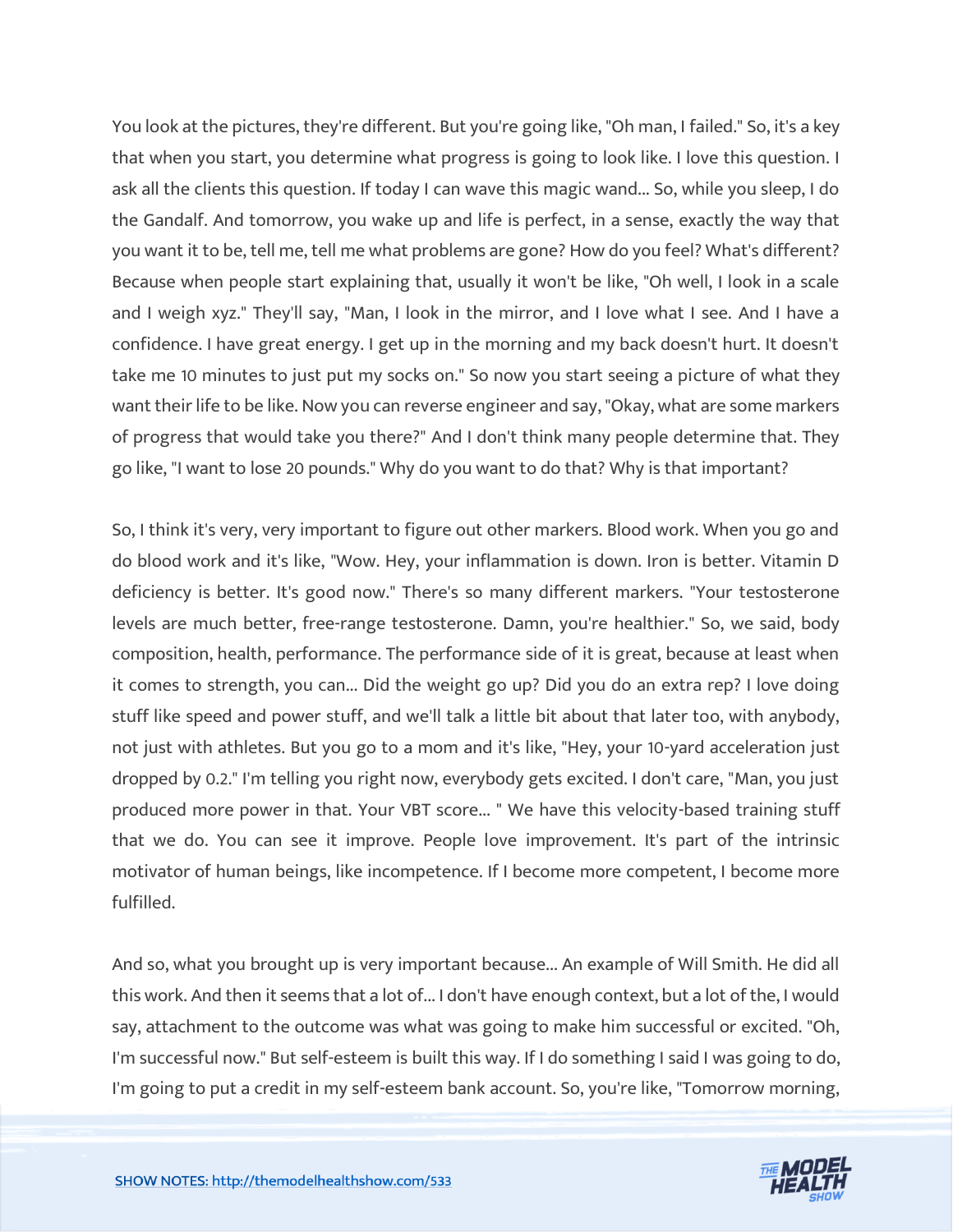You look at the pictures, they're different. But you're going like, "Oh man, I failed." So, it's a key that when you start, you determine what progress is going to look like. I love this question. I ask all the clients this question. If today I can wave this magic wand... So, while you sleep, I do the Gandalf. And tomorrow, you wake up and life is perfect, in a sense, exactly the way that you want it to be, tell me, tell me what problems are gone? How do you feel? What's different? Because when people start explaining that, usually it won't be like, "Oh well, I look in a scale and I weigh xyz." They'll say, "Man, I look in the mirror, and I love what I see. And I have a confidence. I have great energy. I get up in the morning and my back doesn't hurt. It doesn't take me 10 minutes to just put my socks on." So now you start seeing a picture of what they want their life to be like. Now you can reverse engineer and say, "Okay, what are some markers of progress that would take you there?" And I don't think many people determine that. They go like, "I want to lose 20 pounds." Why do you want to do that? Why is that important?

So, I think it's very, very important to figure out other markers. Blood work. When you go and do blood work and it's like, "Wow. Hey, your inflammation is down. Iron is better. Vitamin D deficiency is better. It's good now." There's so many different markers. "Your testosterone levels are much better, free-range testosterone. Damn, you're healthier." So, we said, body composition, health, performance. The performance side of it is great, because at least when it comes to strength, you can... Did the weight go up? Did you do an extra rep? I love doing stuff like speed and power stuff, and we'll talk a little bit about that later too, with anybody, not just with athletes. But you go to a mom and it's like, "Hey, your 10-yard acceleration just dropped by 0.2." I'm telling you right now, everybody gets excited. I don't care, "Man, you just produced more power in that. Your VBT score... " We have this velocity-based training stuff that we do. You can see it improve. People love improvement. It's part of the intrinsic motivator of human beings, like incompetence. If I become more competent, I become more fulfilled.

And so, what you brought up is very important because... An example of Will Smith. He did all this work. And then it seems that a lot of... I don't have enough context, but a lot of the, I would say, attachment to the outcome was what was going to make him successful or excited. "Oh, I'm successful now." But self-esteem is built this way. If I do something I said I was going to do, I'm going to put a credit in my self-esteem bank account. So, you're like, "Tomorrow morning,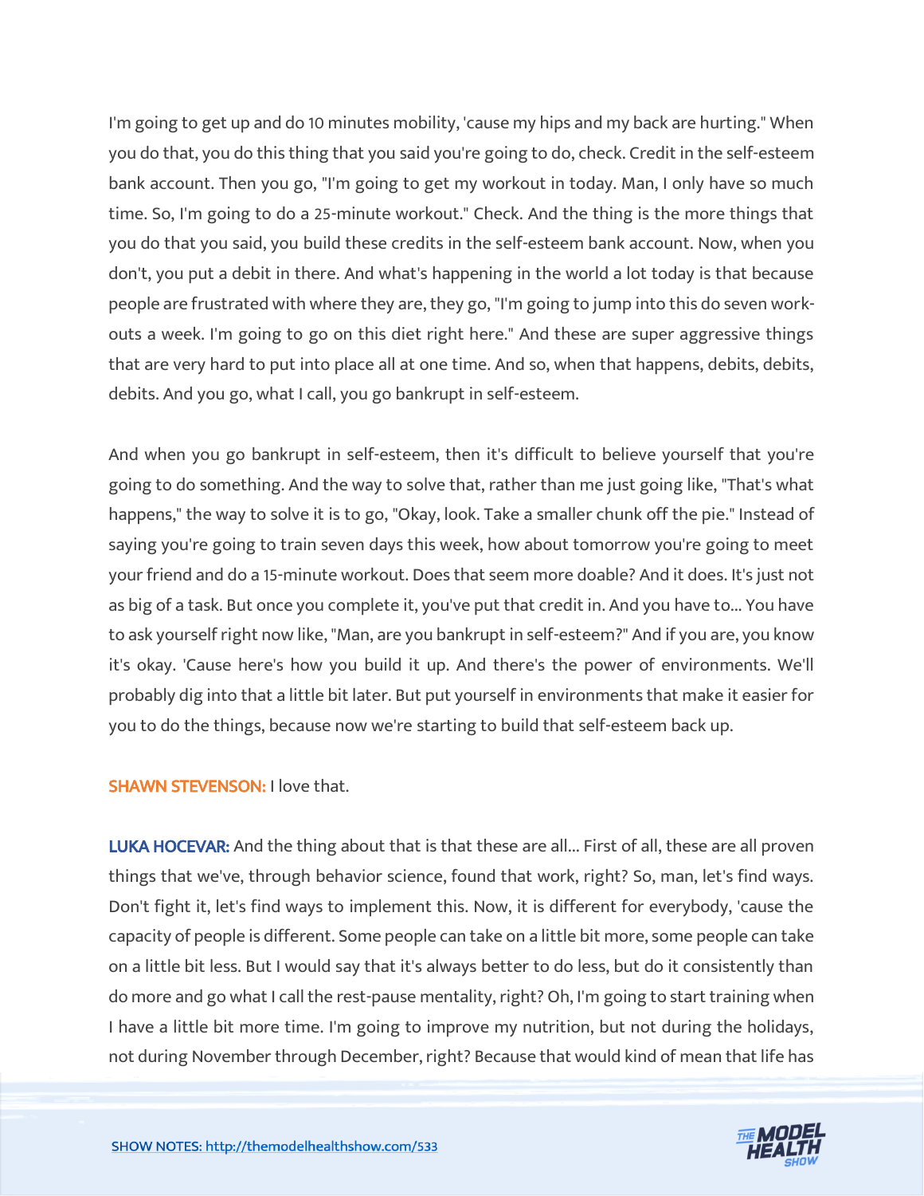I'm going to get up and do 10 minutes mobility, 'cause my hips and my back are hurting." When you do that, you do this thing that you said you're going to do, check. Credit in the self-esteem bank account. Then you go, "I'm going to get my workout in today. Man, I only have so much time. So, I'm going to do a 25-minute workout." Check. And the thing is the more things that you do that you said, you build these credits in the self-esteem bank account. Now, when you don't, you put a debit in there. And what's happening in the world a lot today is that because people are frustrated with where they are, they go, "I'm going to jump into this do seven workouts a week. I'm going to go on this diet right here." And these are super aggressive things that are very hard to put into place all at one time. And so, when that happens, debits, debits, debits. And you go, what I call, you go bankrupt in self-esteem.

And when you go bankrupt in self-esteem, then it's difficult to believe yourself that you're going to do something. And the way to solve that, rather than me just going like, "That's what happens," the way to solve it is to go, "Okay, look. Take a smaller chunk off the pie." Instead of saying you're going to train seven days this week, how about tomorrow you're going to meet your friend and do a 15-minute workout. Does that seem more doable? And it does. It's just not as big of a task. But once you complete it, you've put that credit in. And you have to... You have to ask yourself right now like, "Man, are you bankrupt in self-esteem?" And if you are, you know it's okay. 'Cause here's how you build it up. And there's the power of environments. We'll probably dig into that a little bit later. But put yourself in environments that make it easier for you to do the things, because now we're starting to build that self-esteem back up.

**SHAWN STEVENSON:** I love that.

**LUKA HOCEVAR:** And the thing about that is that these are all... First of all, these are all proven things that we've, through behavior science, found that work, right? So, man, let's find ways. Don't fight it, let's find ways to implement this. Now, it is different for everybody, 'cause the capacity of people is different. Some people can take on a little bit more, some people can take on a little bit less. But I would say that it's always better to do less, but do it consistently than do more and go what I call the rest-pause mentality, right? Oh, I'm going to start training when I have a little bit more time. I'm going to improve my nutrition, but not during the holidays, not during November through December, right? Because that would kind of mean that life has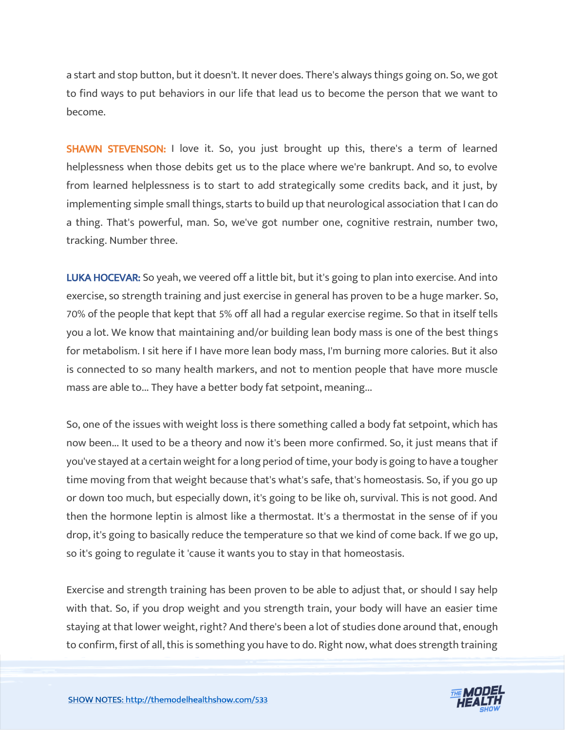a start and stop button, but it doesn't. It never does. There's always things going on. So, we got to find ways to put behaviors in our life that lead us to become the person that we want to become.

**SHAWN STEVENSON:** I love it. So, you just brought up this, there's a term of learned helplessness when those debits get us to the place where we're bankrupt. And so, to evolve from learned helplessness is to start to add strategically some credits back, and it just, by implementing simple small things, starts to build up that neurological association that I can do a thing. That's powerful, man. So, we've got number one, cognitive restrain, number two, tracking. Number three.

**LUKA HOCEVAR:** So yeah, we veered off a little bit, but it's going to plan into exercise. And into exercise, so strength training and just exercise in general has proven to be a huge marker. So, 70% of the people that kept that 5% off all had a regular exercise regime. So that in itself tells you a lot. We know that maintaining and/or building lean body mass is one of the best things for metabolism. I sit here if I have more lean body mass, I'm burning more calories. But it also is connected to so many health markers, and not to mention people that have more muscle mass are able to... They have a better body fat setpoint, meaning...

So, one of the issues with weight loss is there something called a body fat setpoint, which has now been... It used to be a theory and now it's been more confirmed. So, it just means that if you've stayed at a certain weight for a long period of time, your body is going to have a tougher time moving from that weight because that's what's safe, that's homeostasis. So, if you go up or down too much, but especially down, it's going to be like oh, survival. This is not good. And then the hormone leptin is almost like a thermostat. It's a thermostat in the sense of if you drop, it's going to basically reduce the temperature so that we kind of come back. If we go up, so it's going to regulate it 'cause it wants you to stay in that homeostasis.

Exercise and strength training has been proven to be able to adjust that, or should I say help with that. So, if you drop weight and you strength train, your body will have an easier time staying at that lower weight, right? And there's been a lot of studies done around that, enough to confirm, first of all, this is something you have to do. Right now, what does strength training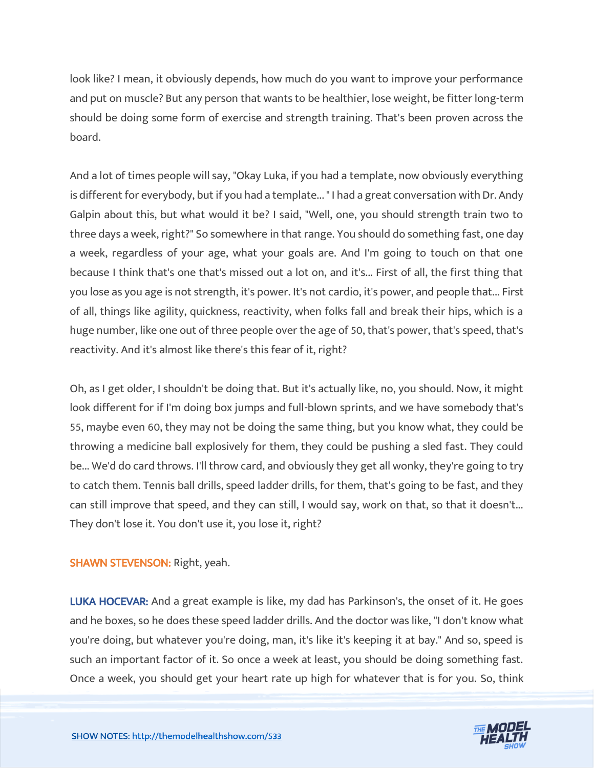look like? I mean, it obviously depends, how much do you want to improve your performance and put on muscle? But any person that wants to be healthier, lose weight, be fitter long-term should be doing some form of exercise and strength training. That's been proven across the board.

And a lot of times people will say, "Okay Luka, if you had a template, now obviously everything is different for everybody, but if you had a template... " I had a great conversation with Dr. Andy Galpin about this, but what would it be? I said, "Well, one, you should strength train two to three days a week, right?" So somewhere in that range. You should do something fast, one day a week, regardless of your age, what your goals are. And I'm going to touch on that one because I think that's one that's missed out a lot on, and it's... First of all, the first thing that you lose as you age is not strength, it's power. It's not cardio, it's power, and people that... First of all, things like agility, quickness, reactivity, when folks fall and break their hips, which is a huge number, like one out of three people over the age of 50, that's power, that's speed, that's reactivity. And it's almost like there's this fear of it, right?

Oh, as I get older, I shouldn't be doing that. But it's actually like, no, you should. Now, it might look different for if I'm doing box jumps and full-blown sprints, and we have somebody that's 55, maybe even 60, they may not be doing the same thing, but you know what, they could be throwing a medicine ball explosively for them, they could be pushing a sled fast. They could be... We'd do card throws. I'll throw card, and obviously they get all wonky, they're going to try to catch them. Tennis ball drills, speed ladder drills, for them, that's going to be fast, and they can still improve that speed, and they can still, I would say, work on that, so that it doesn't... They don't lose it. You don't use it, you lose it, right?

**SHAWN STEVENSON:** Right, yeah.

**LUKA HOCEVAR:** And a great example is like, my dad has Parkinson's, the onset of it. He goes and he boxes, so he does these speed ladder drills. And the doctor was like, "I don't know what you're doing, but whatever you're doing, man, it's like it's keeping it at bay." And so, speed is such an important factor of it. So once a week at least, you should be doing something fast. Once a week, you should get your heart rate up high for whatever that is for you. So, think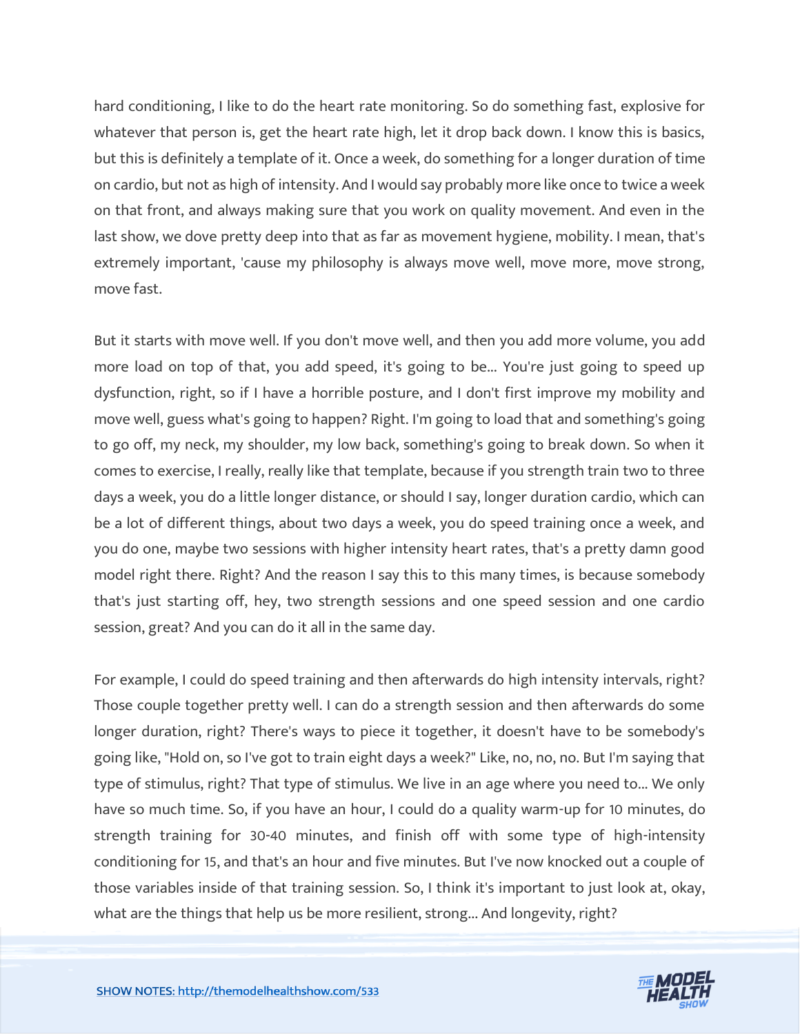hard conditioning, I like to do the heart rate monitoring. So do something fast, explosive for whatever that person is, get the heart rate high, let it drop back down. I know this is basics, but this is definitely a template of it. Once a week, do something for a longer duration of time on cardio, but not as high of intensity. And I would say probably more like once to twice a week on that front, and always making sure that you work on quality movement. And even in the last show, we dove pretty deep into that as far as movement hygiene, mobility. I mean, that's extremely important, 'cause my philosophy is always move well, move more, move strong, move fast.

But it starts with move well. If you don't move well, and then you add more volume, you add more load on top of that, you add speed, it's going to be... You're just going to speed up dysfunction, right, so if I have a horrible posture, and I don't first improve my mobility and move well, guess what's going to happen? Right. I'm going to load that and something's going to go off, my neck, my shoulder, my low back, something's going to break down. So when it comes to exercise, I really, really like that template, because if you strength train two to three days a week, you do a little longer distance, or should I say, longer duration cardio, which can be a lot of different things, about two days a week, you do speed training once a week, and you do one, maybe two sessions with higher intensity heart rates, that's a pretty damn good model right there. Right? And the reason I say this to this many times, is because somebody that's just starting off, hey, two strength sessions and one speed session and one cardio session, great? And you can do it all in the same day.

For example, I could do speed training and then afterwards do high intensity intervals, right? Those couple together pretty well. I can do a strength session and then afterwards do some longer duration, right? There's ways to piece it together, it doesn't have to be somebody's going like, "Hold on, so I've got to train eight days a week?" Like, no, no, no. But I'm saying that type of stimulus, right? That type of stimulus. We live in an age where you need to... We only have so much time. So, if you have an hour, I could do a quality warm-up for 10 minutes, do strength training for 30-40 minutes, and finish off with some type of high-intensity conditioning for 15, and that's an hour and five minutes. But I've now knocked out a couple of those variables inside of that training session. So, I think it's important to just look at, okay, what are the things that help us be more resilient, strong... And longevity, right?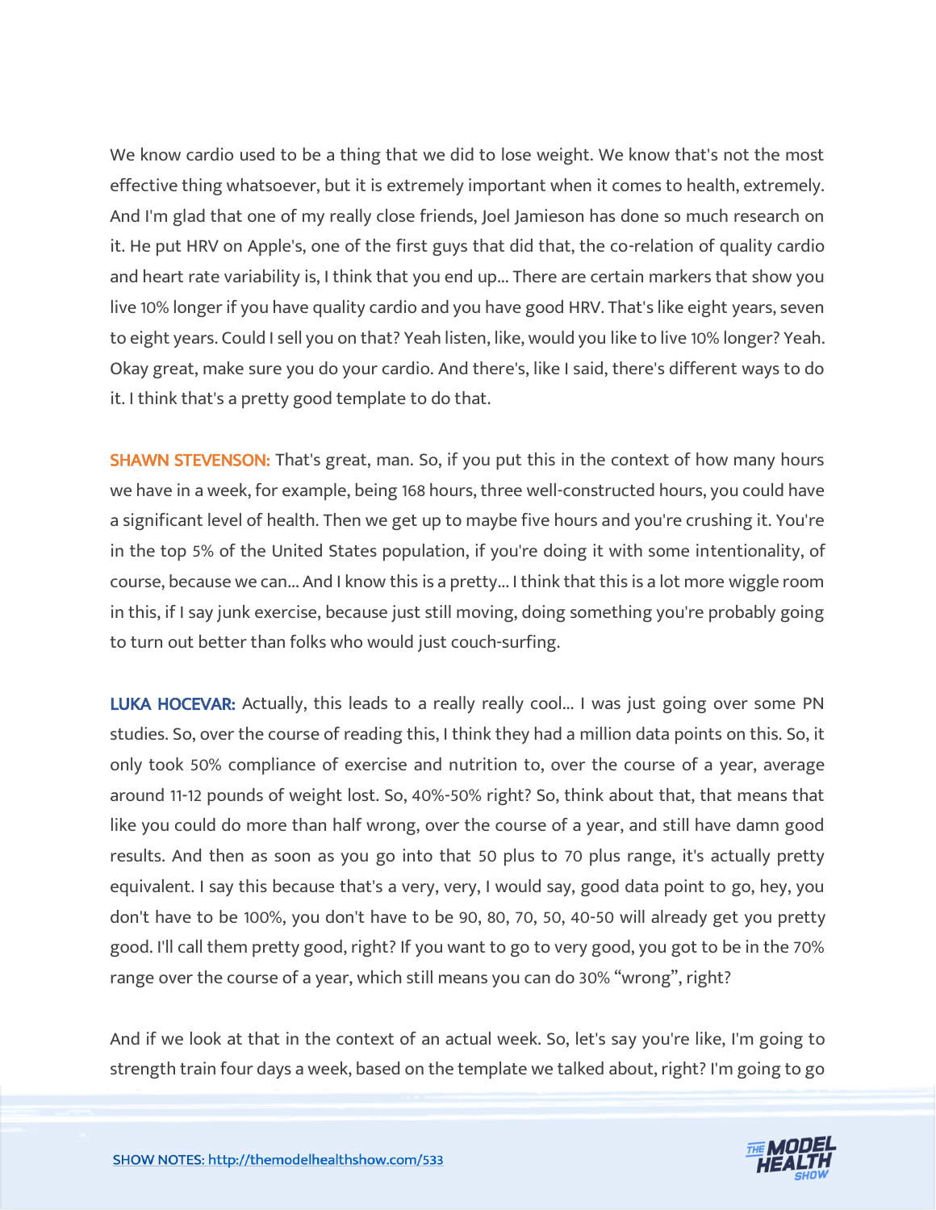We know cardio used to be a thing that we did to lose weight. We know that's not the most effective thing whatsoever, but it is extremely important when it comes to health, extremely. And I'm glad that one of my really close friends, Joel Jamieson has done so much research on it. He put HRV on Apple's, one of the first guys that did that, the co-relation of quality cardio and heart rate variability is, I think that you end up... There are certain markers that show you live 10% longer if you have quality cardio and you have good HRV. That's like eight years, seven to eight years. Could I sell you on that? Yeah listen, like, would you like to live 10% longer? Yeah. Okay great, make sure you do your cardio. And there's, like I said, there's different ways to do it. I think that's a pretty good template to do that.

**SHAWN STEVENSON:** That's great, man. So, if you put this in the context of how many hours we have in a week, for example, being 168 hours, three well-constructed hours, you could have a significant level of health. Then we get up to maybe five hours and you're crushing it. You're in the top 5% of the United States population, if you're doing it with some intentionality, of course, because we can... And I know this is a pretty... I think that this is a lot more wiggle room in this, if I say junk exercise, because just still moving, doing something you're probably going to turn out better than folks who would just couch-surfing.

**LUKA HOCEVAR:** Actually, this leads to a really really cool... I was just going over some PN studies. So, over the course of reading this, I think they had a million data points on this. So, it only took 50% compliance of exercise and nutrition to, over the course of a year, average around 11-12 pounds of weight lost. So, 40%-50% right? So, think about that, that means that like you could do more than half wrong, over the course of a year, and still have damn good results. And then as soon as you go into that 50 plus to 70 plus range, it's actually pretty equivalent. I say this because that's a very, very, I would say, good data point to go, hey, you don't have to be 100%, you don't have to be 90, 80, 70, 50, 40-50 will already get you pretty good. I'll call them pretty good, right? If you want to go to very good, you got to be in the 70% range over the course of a year, which still means you can do 30% “wrong”, right?

And if we look at that in the context of an actual week. So, let's say you're like, I'm going to strength train four days a week, based on the template we talked about, right? I'm going to go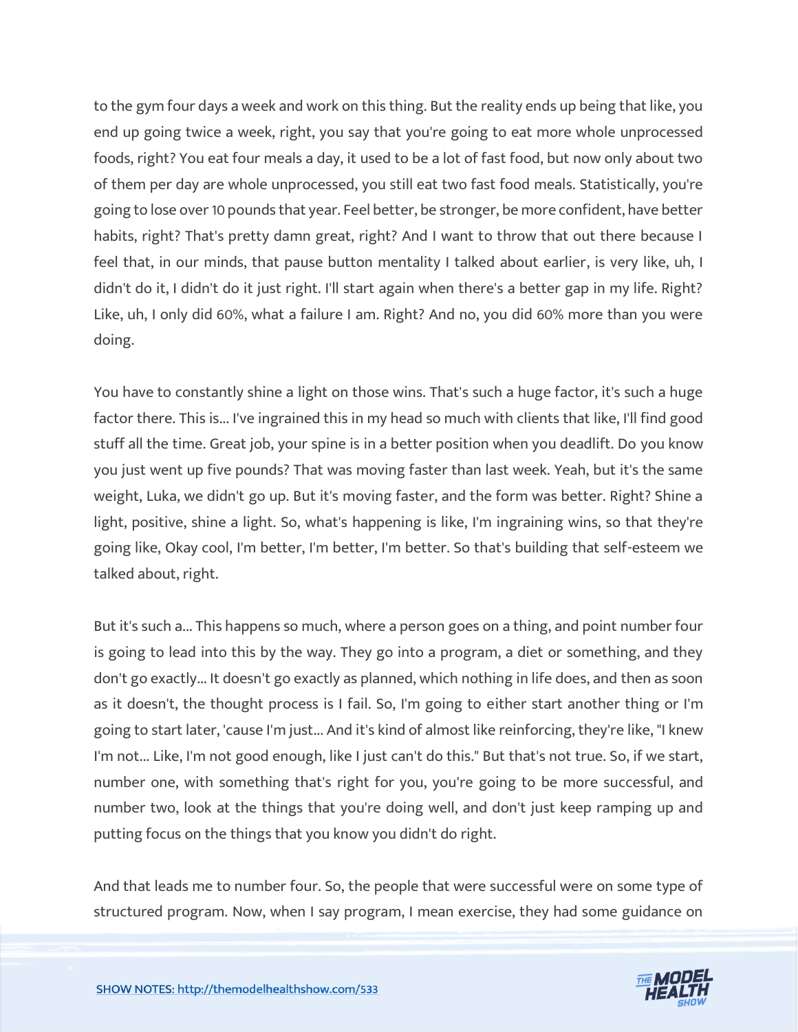to the gym four days a week and work on this thing. But the reality ends up being that like, you end up going twice a week, right, you say that you're going to eat more whole unprocessed foods, right? You eat four meals a day, it used to be a lot of fast food, but now only about two of them per day are whole unprocessed, you still eat two fast food meals. Statistically, you're going to lose over 10 pounds that year. Feel better, be stronger, be more confident, have better habits, right? That's pretty damn great, right? And I want to throw that out there because I feel that, in our minds, that pause button mentality I talked about earlier, is very like, uh, I didn't do it, I didn't do it just right. I'll start again when there's a better gap in my life. Right? Like, uh, I only did 60%, what a failure I am. Right? And no, you did 60% more than you were doing.

You have to constantly shine a light on those wins. That's such a huge factor, it's such a huge factor there. This is... I've ingrained this in my head so much with clients that like, I'll find good stuff all the time. Great job, your spine is in a better position when you deadlift. Do you know you just went up five pounds? That was moving faster than last week. Yeah, but it's the same weight, Luka, we didn't go up. But it's moving faster, and the form was better. Right? Shine a light, positive, shine a light. So, what's happening is like, I'm ingraining wins, so that they're going like, Okay cool, I'm better, I'm better, I'm better. So that's building that self-esteem we talked about, right.

But it's such a... This happens so much, where a person goes on a thing, and point number four is going to lead into this by the way. They go into a program, a diet or something, and they don't go exactly... It doesn't go exactly as planned, which nothing in life does, and then as soon as it doesn't, the thought process is I fail. So, I'm going to either start another thing or I'm going to start later, 'cause I'm just... And it's kind of almost like reinforcing, they're like, "I knew I'm not... Like, I'm not good enough, like I just can't do this." But that's not true. So, if we start, number one, with something that's right for you, you're going to be more successful, and number two, look at the things that you're doing well, and don't just keep ramping up and putting focus on the things that you know you didn't do right.

And that leads me to number four. So, the people that were successful were on some type of structured program. Now, when I say program, I mean exercise, they had some guidance on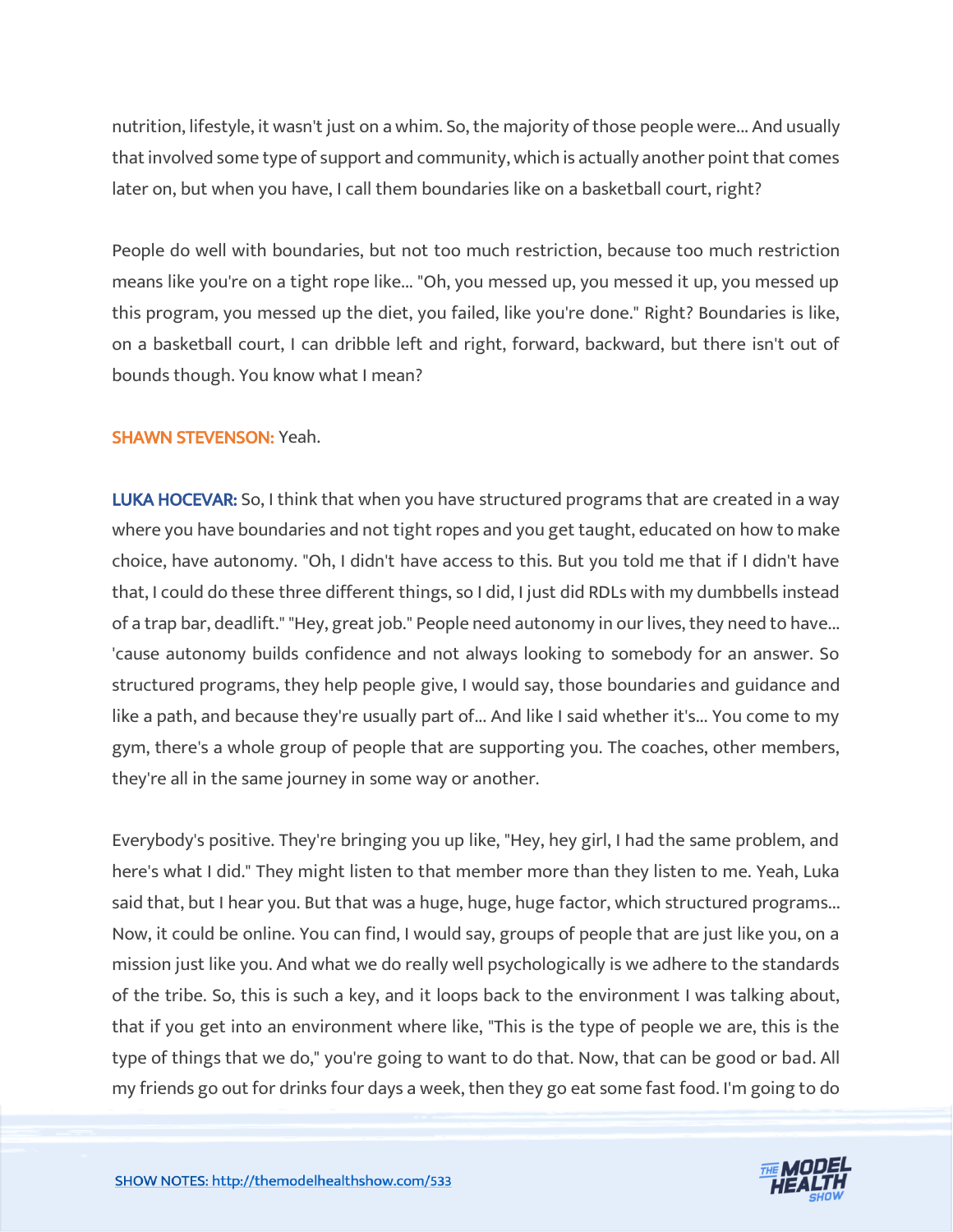nutrition, lifestyle, it wasn't just on a whim. So, the majority of those people were... And usually that involved some type of support and community, which is actually another point that comes later on, but when you have, I call them boundaries like on a basketball court, right?

People do well with boundaries, but not too much restriction, because too much restriction means like you're on a tight rope like... "Oh, you messed up, you messed it up, you messed up this program, you messed up the diet, you failed, like you're done." Right? Boundaries is like, on a basketball court, I can dribble left and right, forward, backward, but there isn't out of bounds though. You know what I mean?

**SHAWN STEVENSON:** Yeah.

**LUKA HOCEVAR:** So, I think that when you have structured programs that are created in a way where you have boundaries and not tight ropes and you get taught, educated on how to make choice, have autonomy. "Oh, I didn't have access to this. But you told me that if I didn't have that, I could do these three different things, so I did, I just did RDLs with my dumbbells instead of a trap bar, deadlift." "Hey, great job." People need autonomy in our lives, they need to have... 'cause autonomy builds confidence and not always looking to somebody for an answer. So structured programs, they help people give, I would say, those boundaries and guidance and like a path, and because they're usually part of... And like I said whether it's... You come to my gym, there's a whole group of people that are supporting you. The coaches, other members, they're all in the same journey in some way or another.

Everybody's positive. They're bringing you up like, "Hey, hey girl, I had the same problem, and here's what I did." They might listen to that member more than they listen to me. Yeah, Luka said that, but I hear you. But that was a huge, huge, huge factor, which structured programs... Now, it could be online. You can find, I would say, groups of people that are just like you, on a mission just like you. And what we do really well psychologically is we adhere to the standards of the tribe. So, this is such a key, and it loops back to the environment I was talking about, that if you get into an environment where like, "This is the type of people we are, this is the type of things that we do," you're going to want to do that. Now, that can be good or bad. All my friends go out for drinks four days a week, then they go eat some fast food. I'm going to do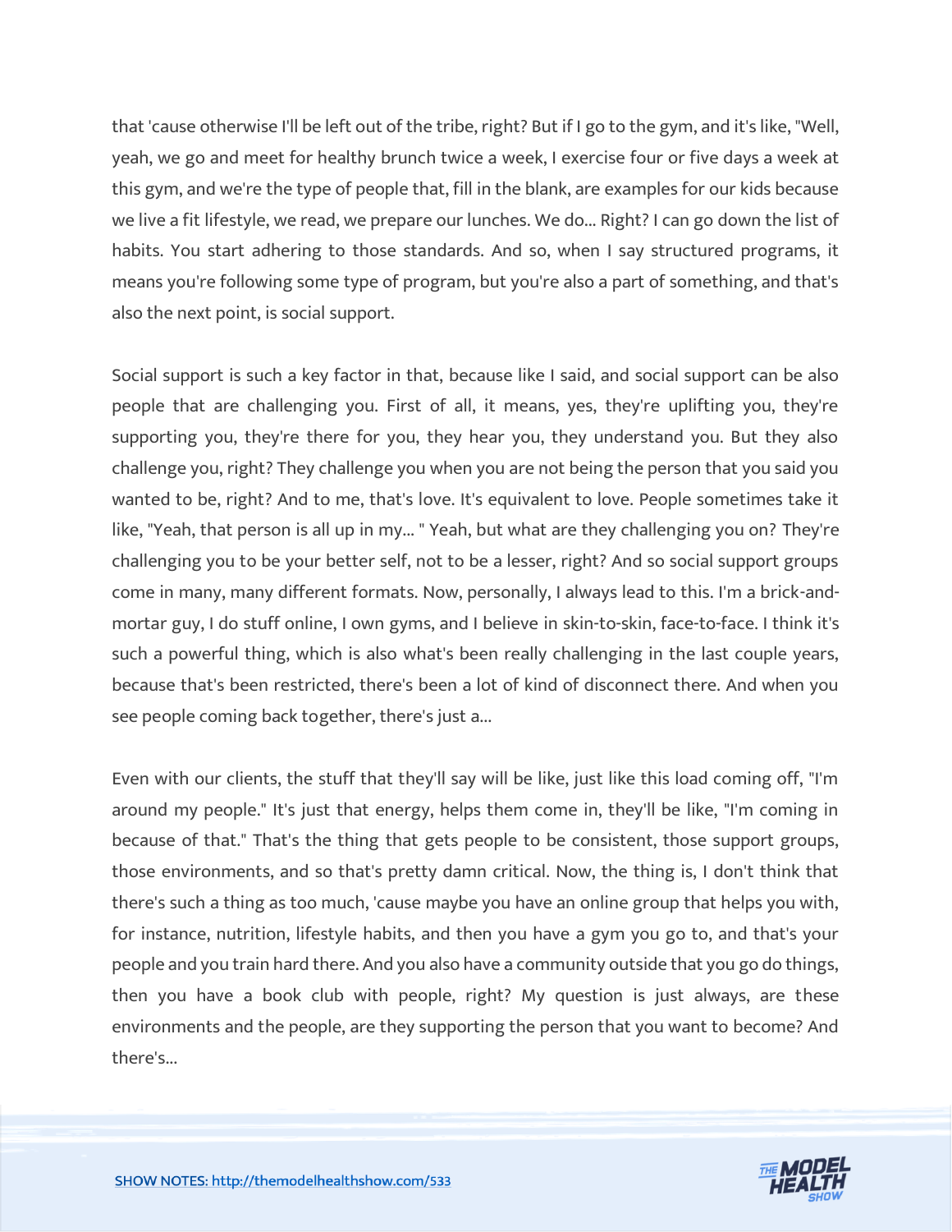that 'cause otherwise I'll be left out of the tribe, right? But if I go to the gym, and it's like, "Well, yeah, we go and meet for healthy brunch twice a week, I exercise four or five days a week at this gym, and we're the type of people that, fill in the blank, are examples for our kids because we live a fit lifestyle, we read, we prepare our lunches. We do... Right? I can go down the list of habits. You start adhering to those standards. And so, when I say structured programs, it means you're following some type of program, but you're also a part of something, and that's also the next point, is social support.

Social support is such a key factor in that, because like I said, and social support can be also people that are challenging you. First of all, it means, yes, they're uplifting you, they're supporting you, they're there for you, they hear you, they understand you. But they also challenge you, right? They challenge you when you are not being the person that you said you wanted to be, right? And to me, that's love. It's equivalent to love. People sometimes take it like, "Yeah, that person is all up in my... " Yeah, but what are they challenging you on? They're challenging you to be your better self, not to be a lesser, right? And so social support groups come in many, many different formats. Now, personally, I always lead to this. I'm a brick-and-mortar guy, I do stuff online, I own gyms, and I believe in skin-to-skin, face-to-face. I think it's such a powerful thing, which is also what's been really challenging in the last couple years, because that's been restricted, there's been a lot of kind of disconnect there. And when you see people coming back together, there's just a...

Even with our clients, the stuff that they'll say will be like, just like this load coming off, "I'm around my people." It's just that energy, helps them come in, they'll be like, "I'm coming in because of that." That's the thing that gets people to be consistent, those support groups, those environments, and so that's pretty damn critical. Now, the thing is, I don't think that there's such a thing as too much, 'cause maybe you have an online group that helps you with, for instance, nutrition, lifestyle habits, and then you have a gym you go to, and that's your people and you train hard there. And you also have a community outside that you go do things, then you have a book club with people, right? My question is just always, are these environments and the people, are they supporting the person that you want to become? And there's...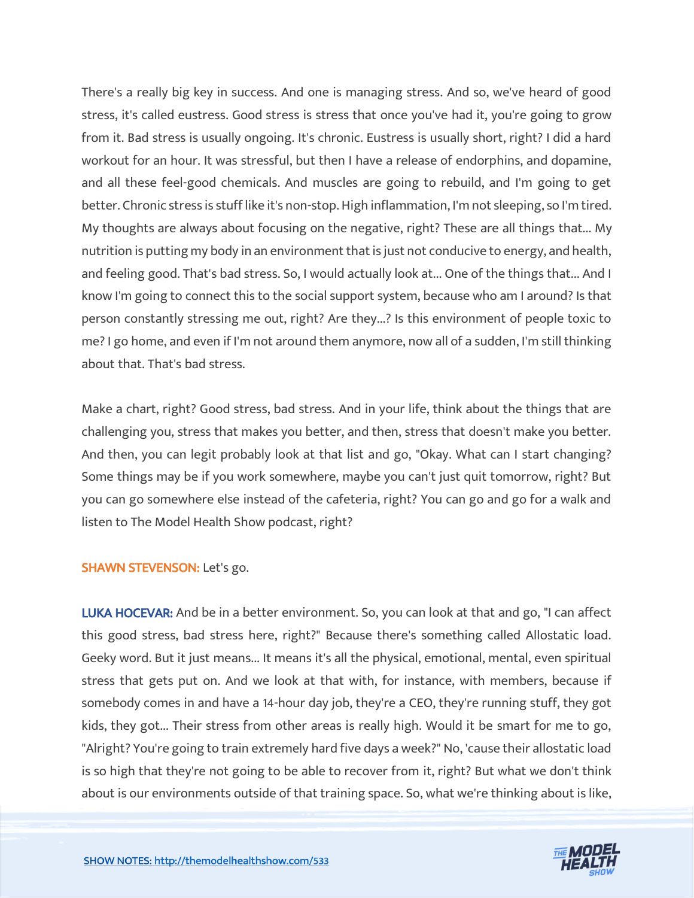There's a really big key in success. And one is managing stress. And so, we've heard of good stress, it's called eustress. Good stress is stress that once you've had it, you're going to grow from it. Bad stress is usually ongoing. It's chronic. Eustress is usually short, right? I did a hard workout for an hour. It was stressful, but then I have a release of endorphins, and dopamine, and all these feel-good chemicals. And muscles are going to rebuild, and I'm going to get better. Chronic stress is stuff like it's non-stop. High inflammation, I'm not sleeping, so I'm tired. My thoughts are always about focusing on the negative, right? These are all things that... My nutrition is putting my body in an environment that is just not conducive to energy, and health, and feeling good. That's bad stress. So, I would actually look at... One of the things that... And I know I'm going to connect this to the social support system, because who am I around? Is that person constantly stressing me out, right? Are they...? Is this environment of people toxic to me? I go home, and even if I'm not around them anymore, now all of a sudden, I'm still thinking about that. That's bad stress.

Make a chart, right? Good stress, bad stress. And in your life, think about the things that are challenging you, stress that makes you better, and then, stress that doesn't make you better. And then, you can legit probably look at that list and go, "Okay. What can I start changing? Some things may be if you work somewhere, maybe you can't just quit tomorrow, right? But you can go somewhere else instead of the cafeteria, right? You can go and go for a walk and listen to The Model Health Show podcast, right?

**SHAWN STEVENSON:** Let's go.

**LUKA HOCEVAR:** And be in a better environment. So, you can look at that and go, "I can affect this good stress, bad stress here, right?" Because there's something called Allostatic load. Geeky word. But it just means... It means it's all the physical, emotional, mental, even spiritual stress that gets put on. And we look at that with, for instance, with members, because if somebody comes in and have a 14-hour day job, they're a CEO, they're running stuff, they got kids, they got... Their stress from other areas is really high. Would it be smart for me to go, "Alright? You're going to train extremely hard five days a week?" No, 'cause their allostatic load is so high that they're not going to be able to recover from it, right? But what we don't think about is our environments outside of that training space. So, what we're thinking about is like,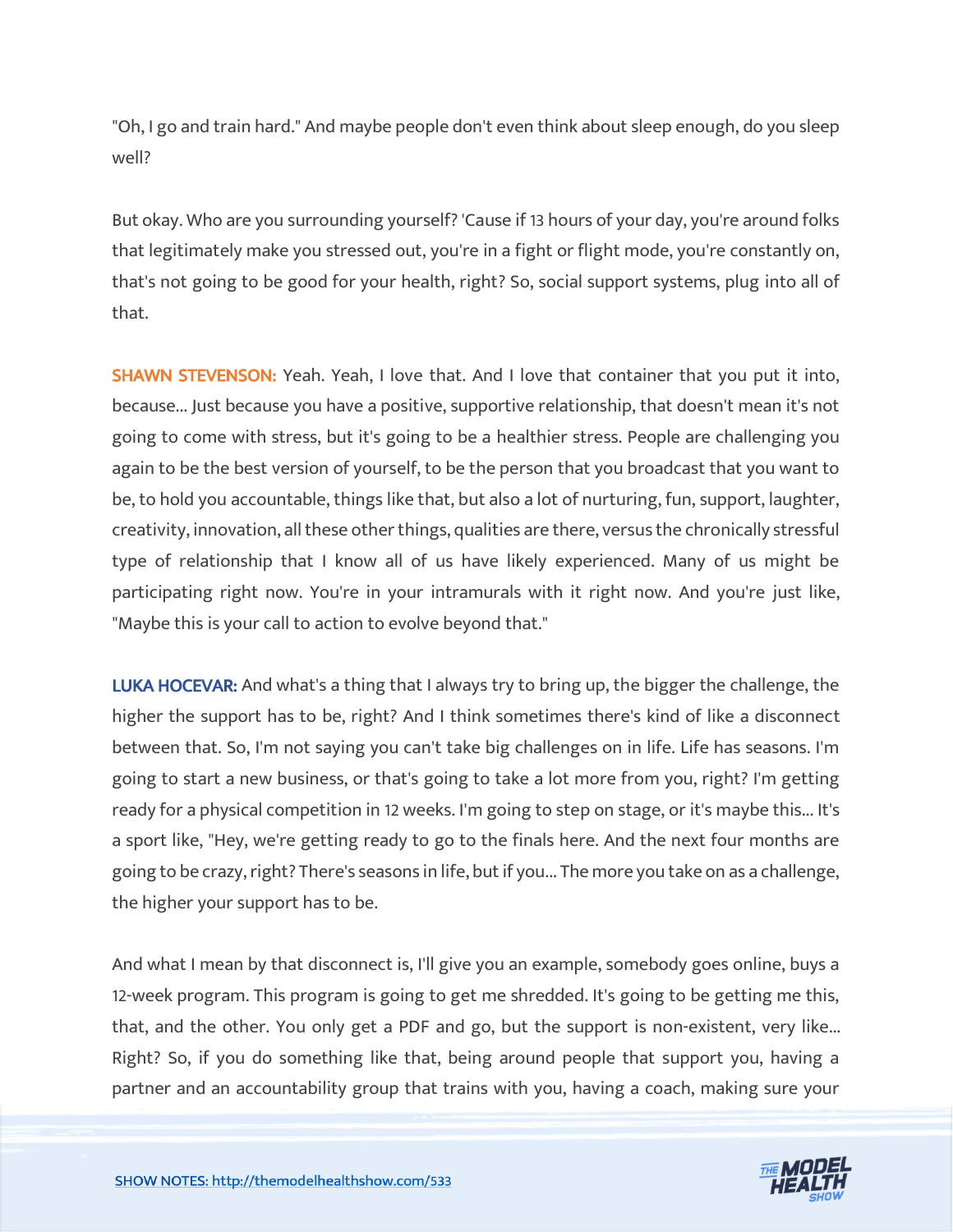"Oh, I go and train hard." And maybe people don't even think about sleep enough, do you sleep well?

But okay. Who are you surrounding yourself? 'Cause if 13 hours of your day, you're around folks that legitimately make you stressed out, you're in a fight or flight mode, you're constantly on, that's not going to be good for your health, right? So, social support systems, plug into all of that.

**SHAWN STEVENSON:** Yeah. Yeah, I love that. And I love that container that you put it into, because... Just because you have a positive, supportive relationship, that doesn't mean it's not going to come with stress, but it's going to be a healthier stress. People are challenging you again to be the best version of yourself, to be the person that you broadcast that you want to be, to hold you accountable, things like that, but also a lot of nurturing, fun, support, laughter, creativity, innovation, all these other things, qualities are there, versus the chronically stressful type of relationship that I know all of us have likely experienced. Many of us might be participating right now. You're in your intramurals with it right now. And you're just like, "Maybe this is your call to action to evolve beyond that."

**LUKA HOCEVAR:** And what's a thing that I always try to bring up, the bigger the challenge, the higher the support has to be, right? And I think sometimes there's kind of like a disconnect between that. So, I'm not saying you can't take big challenges on in life. Life has seasons. I'm going to start a new business, or that's going to take a lot more from you, right? I'm getting ready for a physical competition in 12 weeks. I'm going to step on stage, or it's maybe this... It's a sport like, "Hey, we're getting ready to go to the finals here. And the next four months are going to be crazy, right? There's seasons in life, but if you... The more you take on as a challenge, the higher your support has to be.

And what I mean by that disconnect is, I'll give you an example, somebody goes online, buys a 12-week program. This program is going to get me shredded. It's going to be getting me this, that, and the other. You only get a PDF and go, but the support is non-existent, very like... Right? So, if you do something like that, being around people that support you, having a partner and an accountability group that trains with you, having a coach, making sure your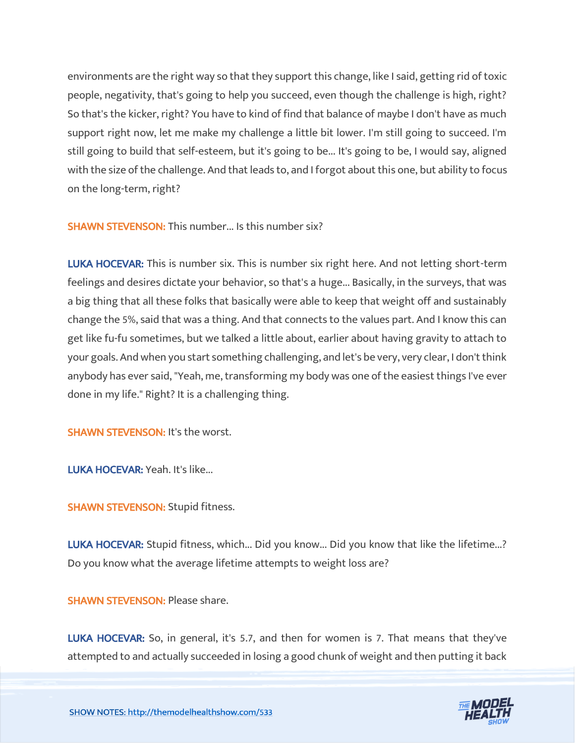environments are the right way so that they support this change, like I said, getting rid of toxic people, negativity, that's going to help you succeed, even though the challenge is high, right? So that's the kicker, right? You have to kind of find that balance of maybe I don't have as much support right now, let me make my challenge a little bit lower. I'm still going to succeed. I'm still going to build that self-esteem, but it's going to be... It's going to be, I would say, aligned with the size of the challenge. And that leads to, and I forgot about this one, but ability to focus on the long-term, right?

**SHAWN STEVENSON:** This number... Is this number six?

**LUKA HOCEVAR:** This is number six. This is number six right here. And not letting short-term feelings and desires dictate your behavior, so that's a huge... Basically, in the surveys, that was a big thing that all these folks that basically were able to keep that weight off and sustainably change the 5%, said that was a thing. And that connects to the values part. And I know this can get like fu-fu sometimes, but we talked a little about, earlier about having gravity to attach to your goals. And when you start something challenging, and let's be very, very clear, I don't think anybody has ever said, "Yeah, me, transforming my body was one of the easiest things I've ever done in my life." Right? It is a challenging thing.

**SHAWN STEVENSON:** It's the worst.

**LUKA HOCEVAR:** Yeah. It's like...

**SHAWN STEVENSON:** Stupid fitness.

**LUKA HOCEVAR:** Stupid fitness, which... Did you know... Did you know that like the lifetime...? Do you know what the average lifetime attempts to weight loss are?

**SHAWN STEVENSON:** Please share.

**LUKA HOCEVAR:** So, in general, it's 5.7, and then for women is 7. That means that they've attempted to and actually succeeded in losing a good chunk of weight and then putting it back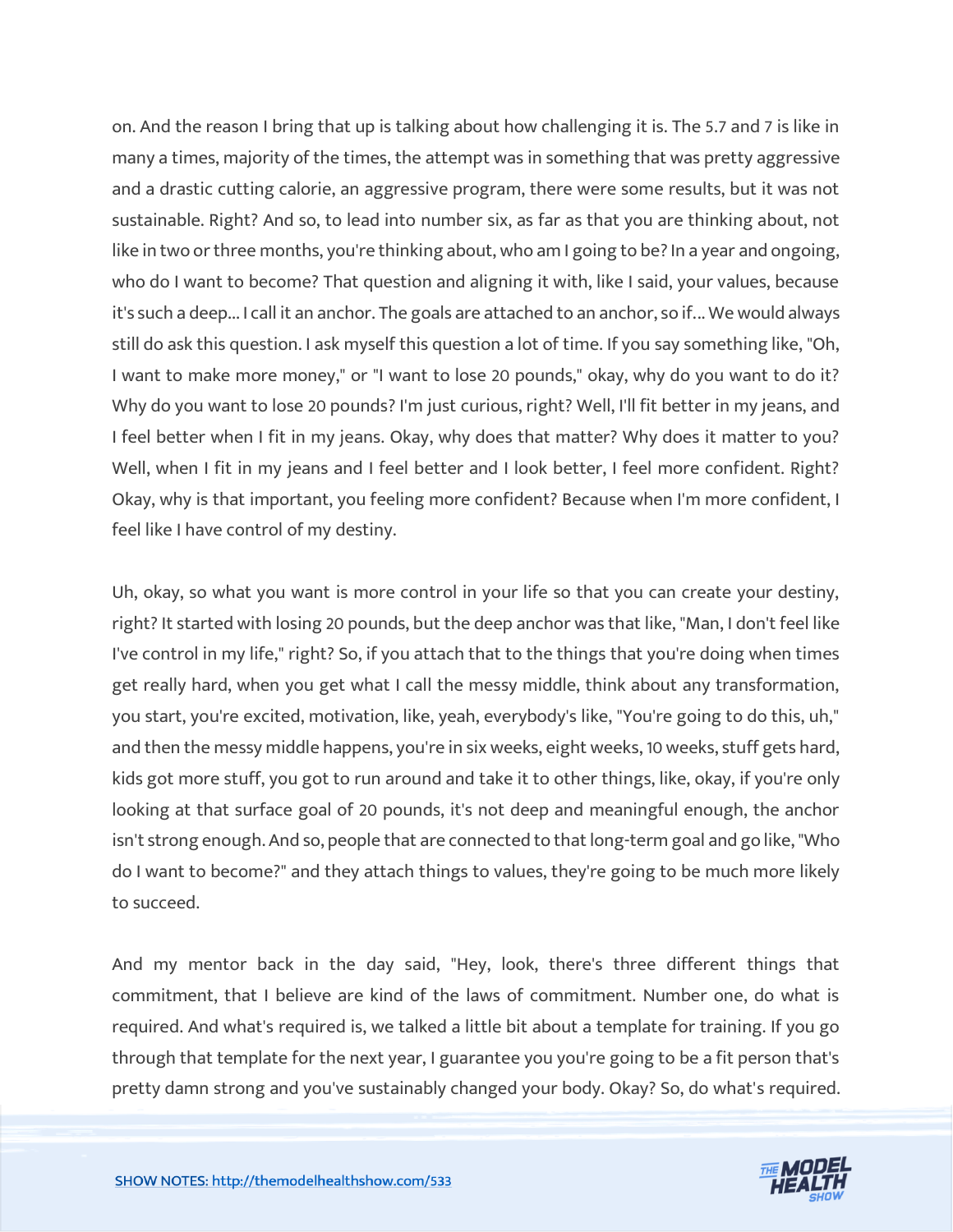on. And the reason I bring that up is talking about how challenging it is. The 5.7 and 7 is like in many a times, majority of the times, the attempt was in something that was pretty aggressive and a drastic cutting calorie, an aggressive program, there were some results, but it was not sustainable. Right? And so, to lead into number six, as far as that you are thinking about, not like in two or three months, you're thinking about, who am I going to be? In a year and ongoing, who do I want to become? That question and aligning it with, like I said, your values, because it's such a deep... I call it an anchor. The goals are attached to an anchor, so if... We would always still do ask this question. I ask myself this question a lot of time. If you say something like, "Oh, I want to make more money," or "I want to lose 20 pounds," okay, why do you want to do it? Why do you want to lose 20 pounds? I'm just curious, right? Well, I'll fit better in my jeans, and I feel better when I fit in my jeans. Okay, why does that matter? Why does it matter to you? Well, when I fit in my jeans and I feel better and I look better, I feel more confident. Right? Okay, why is that important, you feeling more confident? Because when I'm more confident, I feel like I have control of my destiny.

Uh, okay, so what you want is more control in your life so that you can create your destiny, right? It started with losing 20 pounds, but the deep anchor was that like, "Man, I don't feel like I've control in my life," right? So, if you attach that to the things that you're doing when times get really hard, when you get what I call the messy middle, think about any transformation, you start, you're excited, motivation, like, yeah, everybody's like, "You're going to do this, uh," and then the messy middle happens, you're in six weeks, eight weeks, 10 weeks, stuff gets hard, kids got more stuff, you got to run around and take it to other things, like, okay, if you're only looking at that surface goal of 20 pounds, it's not deep and meaningful enough, the anchor isn't strong enough. And so, people that are connected to that long-term goal and go like, "Who do I want to become?" and they attach things to values, they're going to be much more likely to succeed.

And my mentor back in the day said, "Hey, look, there's three different things that commitment, that I believe are kind of the laws of commitment. Number one, do what is required. And what's required is, we talked a little bit about a template for training. If you go through that template for the next year, I guarantee you you're going to be a fit person that's pretty damn strong and you've sustainably changed your body. Okay? So, do what's required.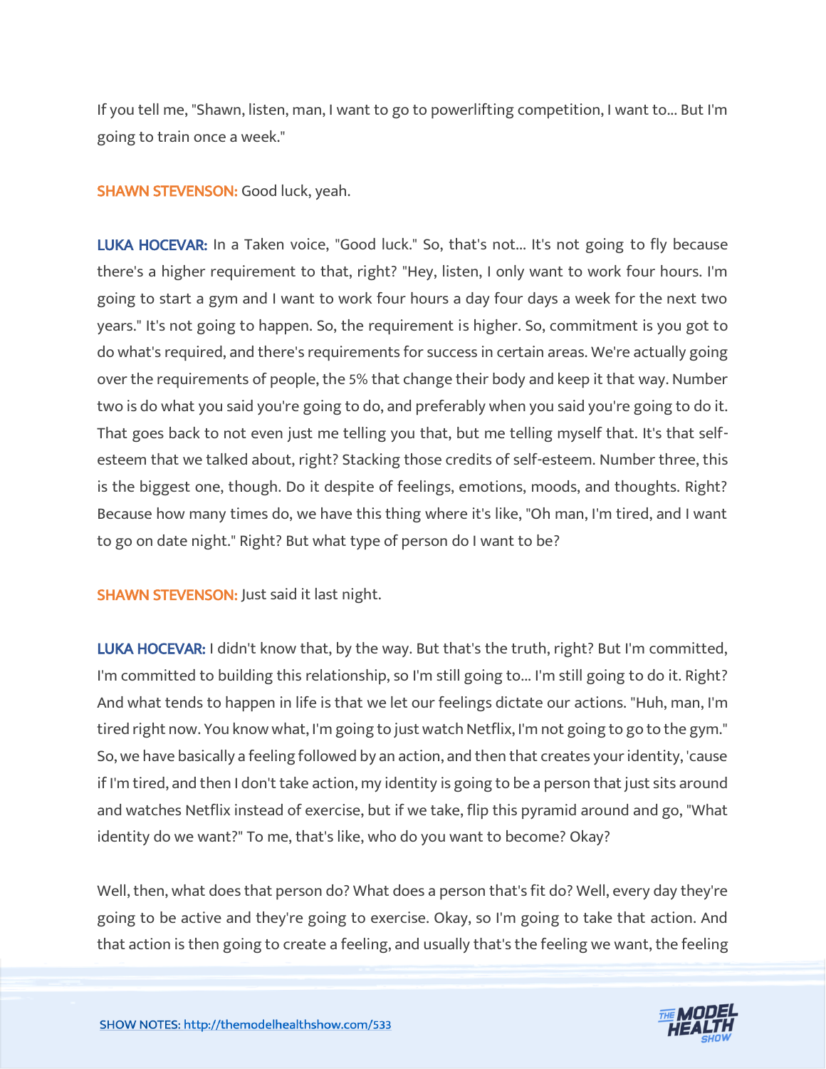If you tell me, "Shawn, listen, man, I want to go to powerlifting competition, I want to... But I'm going to train once a week."

**SHAWN STEVENSON:** Good luck, yeah.

**LUKA HOCEVAR:** In a Taken voice, "Good luck." So, that's not... It's not going to fly because there's a higher requirement to that, right? "Hey, listen, I only want to work four hours. I'm going to start a gym and I want to work four hours a day four days a week for the next two years." It's not going to happen. So, the requirement is higher. So, commitment is you got to do what's required, and there's requirements for success in certain areas. We're actually going over the requirements of people, the 5% that change their body and keep it that way. Number two is do what you said you're going to do, and preferably when you said you're going to do it. That goes back to not even just me telling you that, but me telling myself that. It's that self-esteem that we talked about, right? Stacking those credits of self-esteem. Number three, this is the biggest one, though. Do it despite of feelings, emotions, moods, and thoughts. Right? Because how many times do, we have this thing where it's like, "Oh man, I'm tired, and I want to go on date night." Right? But what type of person do I want to be?

**SHAWN STEVENSON:** Just said it last night.

**LUKA HOCEVAR:** I didn't know that, by the way. But that's the truth, right? But I'm committed, I'm committed to building this relationship, so I'm still going to... I'm still going to do it. Right? And what tends to happen in life is that we let our feelings dictate our actions. "Huh, man, I'm tired right now. You know what, I'm going to just watch Netflix, I'm not going to go to the gym." So, we have basically a feeling followed by an action, and then that creates your identity, 'cause if I'm tired, and then I don't take action, my identity is going to be a person that just sits around and watches Netflix instead of exercise, but if we take, flip this pyramid around and go, "What identity do we want?" To me, that's like, who do you want to become? Okay?

Well, then, what does that person do? What does a person that's fit do? Well, every day they're going to be active and they're going to exercise. Okay, so I'm going to take that action. And that action is then going to create a feeling, and usually that's the feeling we want, the feeling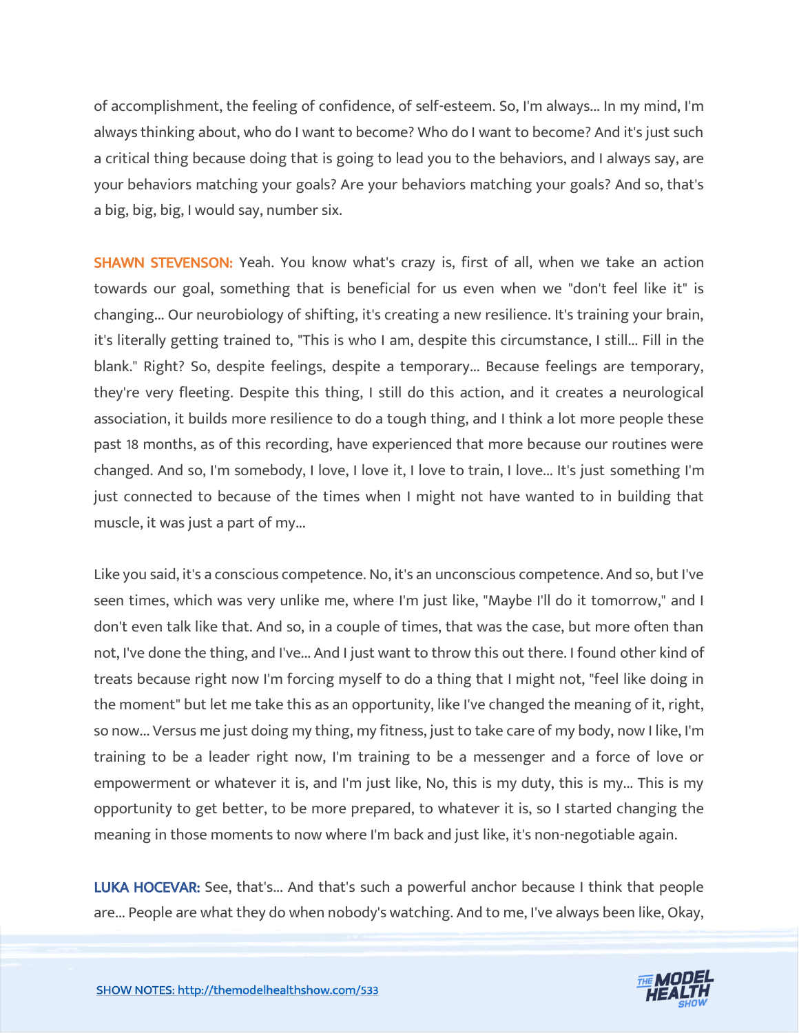of accomplishment, the feeling of confidence, of self-esteem. So, I'm always... In my mind, I'm always thinking about, who do I want to become? Who do I want to become? And it's just such a critical thing because doing that is going to lead you to the behaviors, and I always say, are your behaviors matching your goals? Are your behaviors matching your goals? And so, that's a big, big, big, I would say, number six.

**SHAWN STEVENSON:** Yeah. You know what's crazy is, first of all, when we take an action towards our goal, something that is beneficial for us even when we "don't feel like it" is changing... Our neurobiology of shifting, it's creating a new resilience. It's training your brain, it's literally getting trained to, "This is who I am, despite this circumstance, I still... Fill in the blank." Right? So, despite feelings, despite a temporary... Because feelings are temporary, they're very fleeting. Despite this thing, I still do this action, and it creates a neurological association, it builds more resilience to do a tough thing, and I think a lot more people these past 18 months, as of this recording, have experienced that more because our routines were changed. And so, I'm somebody, I love, I love it, I love to train, I love... It's just something I'm just connected to because of the times when I might not have wanted to in building that muscle, it was just a part of my...

Like you said, it's a conscious competence. No, it's an unconscious competence. And so, but I've seen times, which was very unlike me, where I'm just like, "Maybe I'll do it tomorrow," and I don't even talk like that. And so, in a couple of times, that was the case, but more often than not, I've done the thing, and I've... And I just want to throw this out there. I found other kind of treats because right now I'm forcing myself to do a thing that I might not, "feel like doing in the moment" but let me take this as an opportunity, like I've changed the meaning of it, right, so now... Versus me just doing my thing, my fitness, just to take care of my body, now I like, I'm training to be a leader right now, I'm training to be a messenger and a force of love or empowerment or whatever it is, and I'm just like, No, this is my duty, this is my... This is my opportunity to get better, to be more prepared, to whatever it is, so I started changing the meaning in those moments to now where I'm back and just like, it's non-negotiable again.

**LUKA HOCEVAR:** See, that's... And that's such a powerful anchor because I think that people are... People are what they do when nobody's watching. And to me, I've always been like, Okay,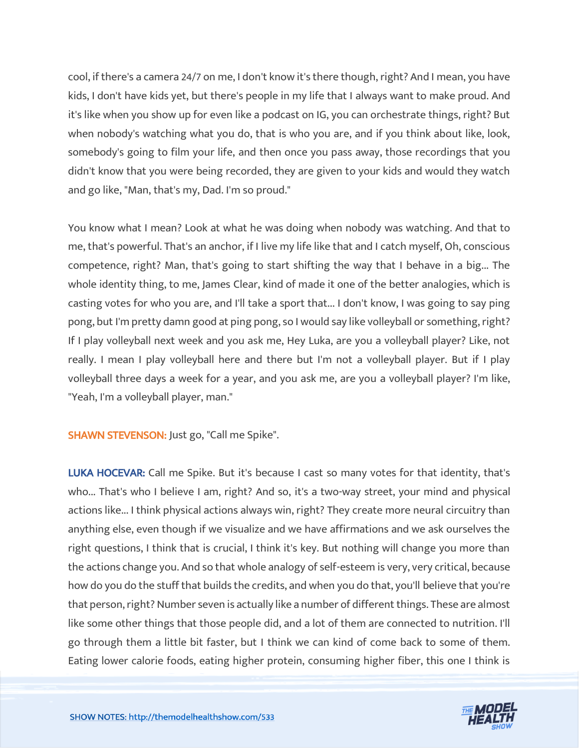cool, if there's a camera 24/7 on me, I don't know it's there though, right? And I mean, you have kids, I don't have kids yet, but there's people in my life that I always want to make proud. And it's like when you show up for even like a podcast on IG, you can orchestrate things, right? But when nobody's watching what you do, that is who you are, and if you think about like, look, somebody's going to film your life, and then once you pass away, those recordings that you didn't know that you were being recorded, they are given to your kids and would they watch and go like, "Man, that's my, Dad. I'm so proud."

You know what I mean? Look at what he was doing when nobody was watching. And that to me, that's powerful. That's an anchor, if I live my life like that and I catch myself, Oh, conscious competence, right? Man, that's going to start shifting the way that I behave in a big... The whole identity thing, to me, James Clear, kind of made it one of the better analogies, which is casting votes for who you are, and I'll take a sport that... I don't know, I was going to say ping pong, but I'm pretty damn good at ping pong, so I would say like volleyball or something, right? If I play volleyball next week and you ask me, Hey Luka, are you a volleyball player? Like, not really. I mean I play volleyball here and there but I'm not a volleyball player. But if I play volleyball three days a week for a year, and you ask me, are you a volleyball player? I'm like, "Yeah, I'm a volleyball player, man."

**SHAWN STEVENSON:** Just go, "Call me Spike".

**LUKA HOCEVAR:** Call me Spike. But it's because I cast so many votes for that identity, that's who... That's who I believe I am, right? And so, it's a two-way street, your mind and physical actions like... I think physical actions always win, right? They create more neural circuitry than anything else, even though if we visualize and we have affirmations and we ask ourselves the right questions, I think that is crucial, I think it's key. But nothing will change you more than the actions change you. And so that whole analogy of self-esteem is very, very critical, because how do you do the stuff that builds the credits, and when you do that, you'll believe that you're that person, right? Number seven is actually like a number of different things. These are almost like some other things that those people did, and a lot of them are connected to nutrition. I'll go through them a little bit faster, but I think we can kind of come back to some of them. Eating lower calorie foods, eating higher protein, consuming higher fiber, this one I think is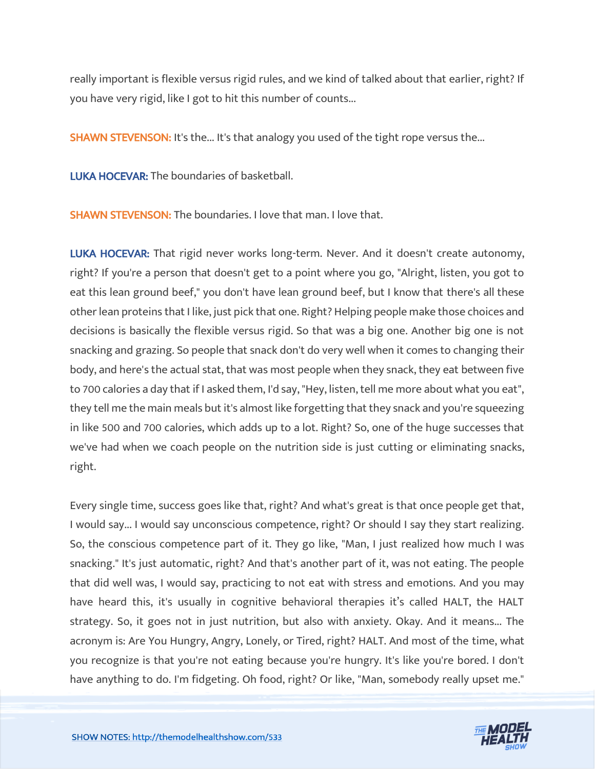really important is flexible versus rigid rules, and we kind of talked about that earlier, right? If you have very rigid, like I got to hit this number of counts...

**SHAWN STEVENSON:** It's the... It's that analogy you used of the tight rope versus the...

**LUKA HOCEVAR:** The boundaries of basketball.

**SHAWN STEVENSON:** The boundaries. I love that man. I love that.

**LUKA HOCEVAR:** That rigid never works long-term. Never. And it doesn't create autonomy, right? If you're a person that doesn't get to a point where you go, "Alright, listen, you got to eat this lean ground beef," you don't have lean ground beef, but I know that there's all these other lean proteins that I like, just pick that one. Right? Helping people make those choices and decisions is basically the flexible versus rigid. So that was a big one. Another big one is not snacking and grazing. So people that snack don't do very well when it comes to changing their body, and here's the actual stat, that was most people when they snack, they eat between five to 700 calories a day that if I asked them, I'd say, "Hey, listen, tell me more about what you eat", they tell me the main meals but it's almost like forgetting that they snack and you're squeezing in like 500 and 700 calories, which adds up to a lot. Right? So, one of the huge successes that we've had when we coach people on the nutrition side is just cutting or eliminating snacks, right.

Every single time, success goes like that, right? And what's great is that once people get that, I would say... I would say unconscious competence, right? Or should I say they start realizing. So, the conscious competence part of it. They go like, "Man, I just realized how much I was snacking." It's just automatic, right? And that's another part of it, was not eating. The people that did well was, I would say, practicing to not eat with stress and emotions. And you may have heard this, it's usually in cognitive behavioral therapies it's called HALT, the HALT strategy. So, it goes not in just nutrition, but also with anxiety. Okay. And it means... The acronym is: Are You Hungry, Angry, Lonely, or Tired, right? HALT. And most of the time, what you recognize is that you're not eating because you're hungry. It's like you're bored. I don't have anything to do. I'm fidgeting. Oh food, right? Or like, "Man, somebody really upset me."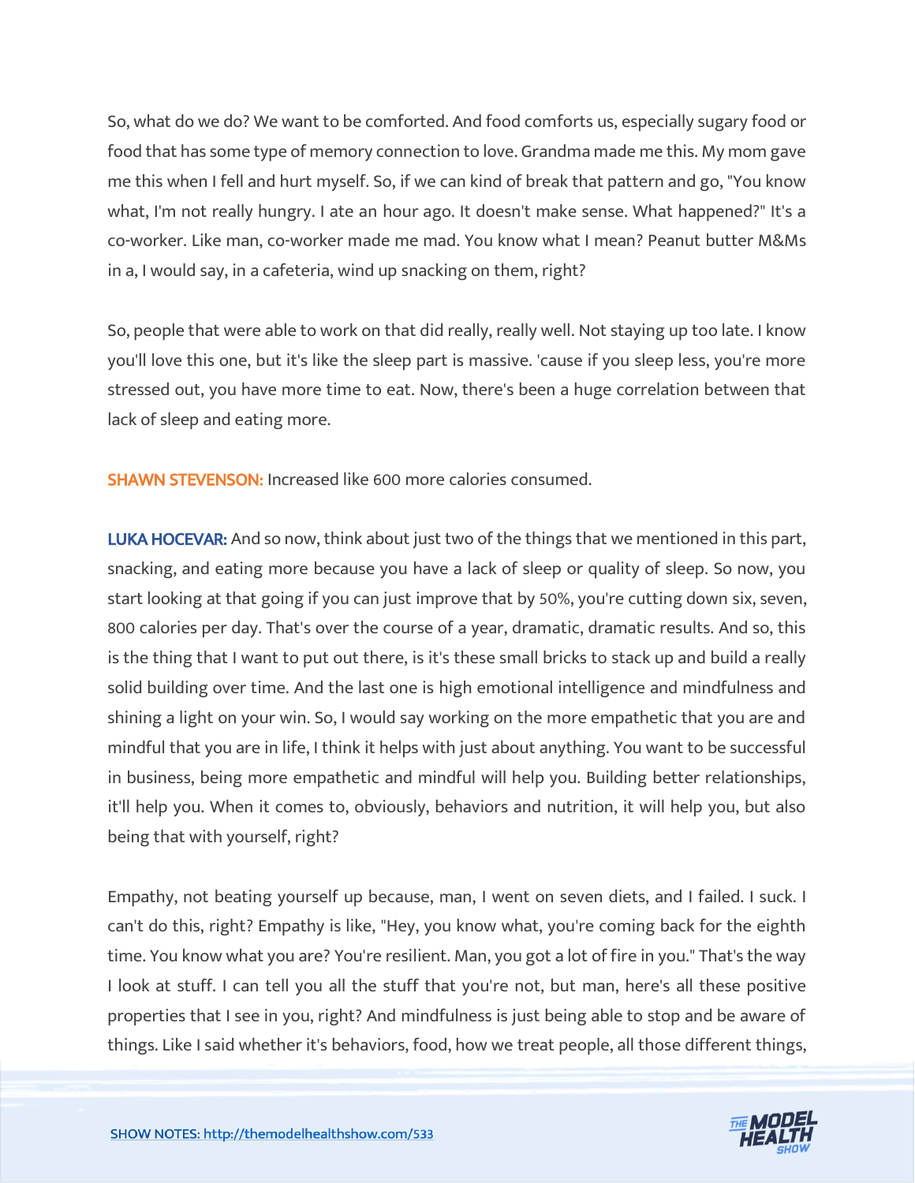So, what do we do? We want to be comforted. And food comforts us, especially sugary food or food that has some type of memory connection to love. Grandma made me this. My mom gave me this when I fell and hurt myself. So, if we can kind of break that pattern and go, "You know what, I'm not really hungry. I ate an hour ago. It doesn't make sense. What happened?" It's a co-worker. Like man, co-worker made me mad. You know what I mean? Peanut butter M&Ms in a, I would say, in a cafeteria, wind up snacking on them, right?

So, people that were able to work on that did really, really well. Not staying up too late. I know you'll love this one, but it's like the sleep part is massive. 'cause if you sleep less, you're more stressed out, you have more time to eat. Now, there's been a huge correlation between that lack of sleep and eating more.

**SHAWN STEVENSON:** Increased like 600 more calories consumed.

**LUKA HOCEVAR:** And so now, think about just two of the things that we mentioned in this part, snacking, and eating more because you have a lack of sleep or quality of sleep. So now, you start looking at that going if you can just improve that by 50%, you're cutting down six, seven, 800 calories per day. That's over the course of a year, dramatic, dramatic results. And so, this is the thing that I want to put out there, is it's these small bricks to stack up and build a really solid building over time. And the last one is high emotional intelligence and mindfulness and shining a light on your win. So, I would say working on the more empathetic that you are and mindful that you are in life, I think it helps with just about anything. You want to be successful in business, being more empathetic and mindful will help you. Building better relationships, it'll help you. When it comes to, obviously, behaviors and nutrition, it will help you, but also being that with yourself, right?

Empathy, not beating yourself up because, man, I went on seven diets, and I failed. I suck. I can't do this, right? Empathy is like, "Hey, you know what, you're coming back for the eighth time. You know what you are? You're resilient. Man, you got a lot of fire in you." That's the way I look at stuff. I can tell you all the stuff that you're not, but man, here's all these positive properties that I see in you, right? And mindfulness is just being able to stop and be aware of things. Like I said whether it's behaviors, food, how we treat people, all those different things,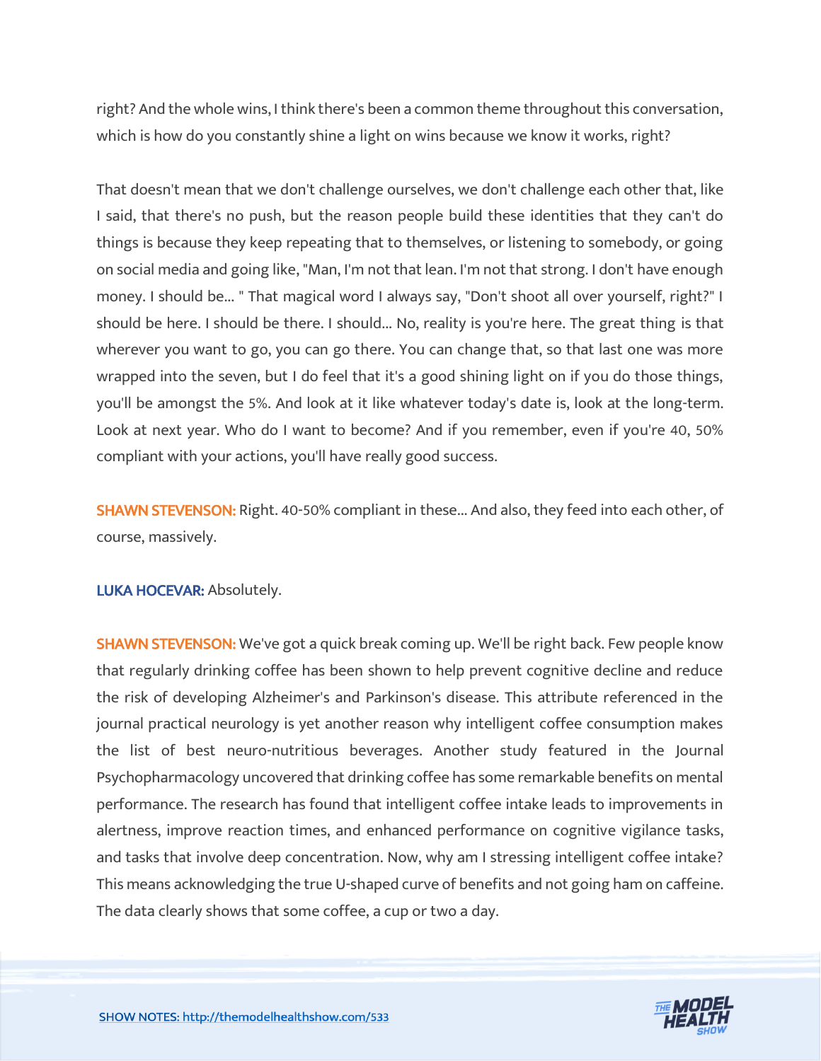right? And the whole wins, I think there's been a common theme throughout this conversation, which is how do you constantly shine a light on wins because we know it works, right?

That doesn't mean that we don't challenge ourselves, we don't challenge each other that, like I said, that there's no push, but the reason people build these identities that they can't do things is because they keep repeating that to themselves, or listening to somebody, or going on social media and going like, "Man, I'm not that lean. I'm not that strong. I don't have enough money. I should be... " That magical word I always say, "Don't shoot all over yourself, right?" I should be here. I should be there. I should... No, reality is you're here. The great thing is that wherever you want to go, you can go there. You can change that, so that last one was more wrapped into the seven, but I do feel that it's a good shining light on if you do those things, you'll be amongst the 5%. And look at it like whatever today's date is, look at the long-term. Look at next year. Who do I want to become? And if you remember, even if you're 40, 50% compliant with your actions, you'll have really good success.

**SHAWN STEVENSON:** Right. 40-50% compliant in these... And also, they feed into each other, of course, massively.

**LUKA HOCEVAR:** Absolutely.

**SHAWN STEVENSON:** We've got a quick break coming up. We'll be right back. Few people know that regularly drinking coffee has been shown to help prevent cognitive decline and reduce the risk of developing Alzheimer's and Parkinson's disease. This attribute referenced in the journal practical neurology is yet another reason why intelligent coffee consumption makes the list of best neuro-nutritious beverages. Another study featured in the Journal Psychopharmacology uncovered that drinking coffee has some remarkable benefits on mental performance. The research has found that intelligent coffee intake leads to improvements in alertness, improve reaction times, and enhanced performance on cognitive vigilance tasks, and tasks that involve deep concentration. Now, why am I stressing intelligent coffee intake? This means acknowledging the true U-shaped curve of benefits and not going ham on caffeine. The data clearly shows that some coffee, a cup or two a day.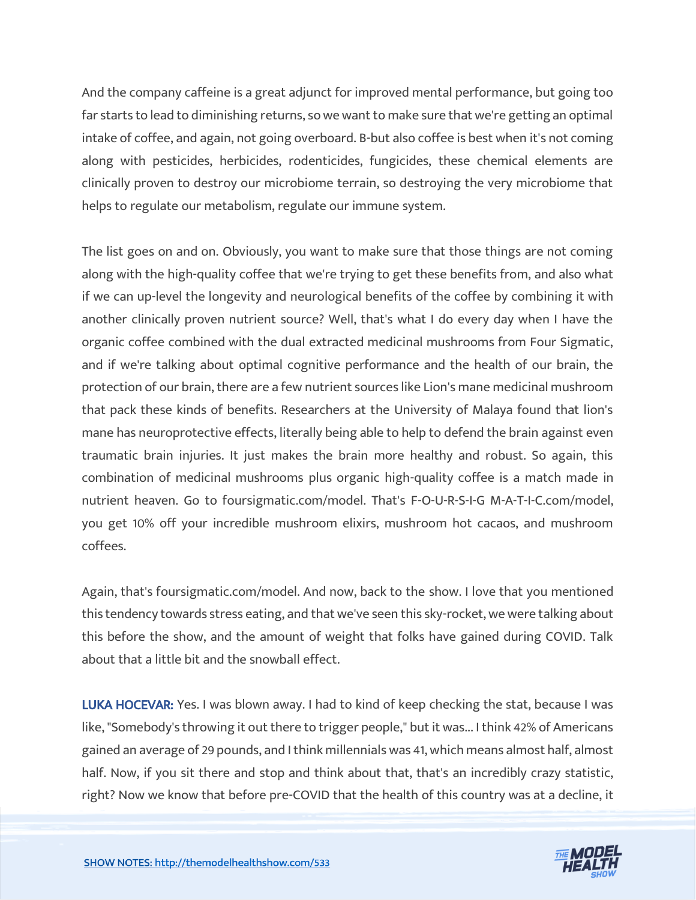And the company caffeine is a great adjunct for improved mental performance, but going too far starts to lead to diminishing returns, so we want to make sure that we're getting an optimal intake of coffee, and again, not going overboard. B-but also coffee is best when it's not coming along with pesticides, herbicides, rodenticides, fungicides, these chemical elements are clinically proven to destroy our microbiome terrain, so destroying the very microbiome that helps to regulate our metabolism, regulate our immune system.

The list goes on and on. Obviously, you want to make sure that those things are not coming along with the high-quality coffee that we're trying to get these benefits from, and also what if we can up-level the longevity and neurological benefits of the coffee by combining it with another clinically proven nutrient source? Well, that's what I do every day when I have the organic coffee combined with the dual extracted medicinal mushrooms from Four Sigmatic, and if we're talking about optimal cognitive performance and the health of our brain, the protection of our brain, there are a few nutrient sources like Lion's mane medicinal mushroom that pack these kinds of benefits. Researchers at the University of Malaya found that lion's mane has neuroprotective effects, literally being able to help to defend the brain against even traumatic brain injuries. It just makes the brain more healthy and robust. So again, this combination of medicinal mushrooms plus organic high-quality coffee is a match made in nutrient heaven. Go to foursigmatic.com/model. That's F-O-U-R-S-I-G M-A-T-I-C.com/model, you get 10% off your incredible mushroom elixirs, mushroom hot cacaos, and mushroom coffees.

Again, that's foursigmatic.com/model. And now, back to the show. I love that you mentioned this tendency towards stress eating, and that we've seen this sky-rocket, we were talking about this before the show, and the amount of weight that folks have gained during COVID. Talk about that a little bit and the snowball effect.

**LUKA HOCEVAR:** Yes. I was blown away. I had to kind of keep checking the stat, because I was like, "Somebody's throwing it out there to trigger people," but it was... I think 42% of Americans gained an average of 29 pounds, and I think millennials was 41, which means almost half, almost half. Now, if you sit there and stop and think about that, that's an incredibly crazy statistic, right? Now we know that before pre-COVID that the health of this country was at a decline, it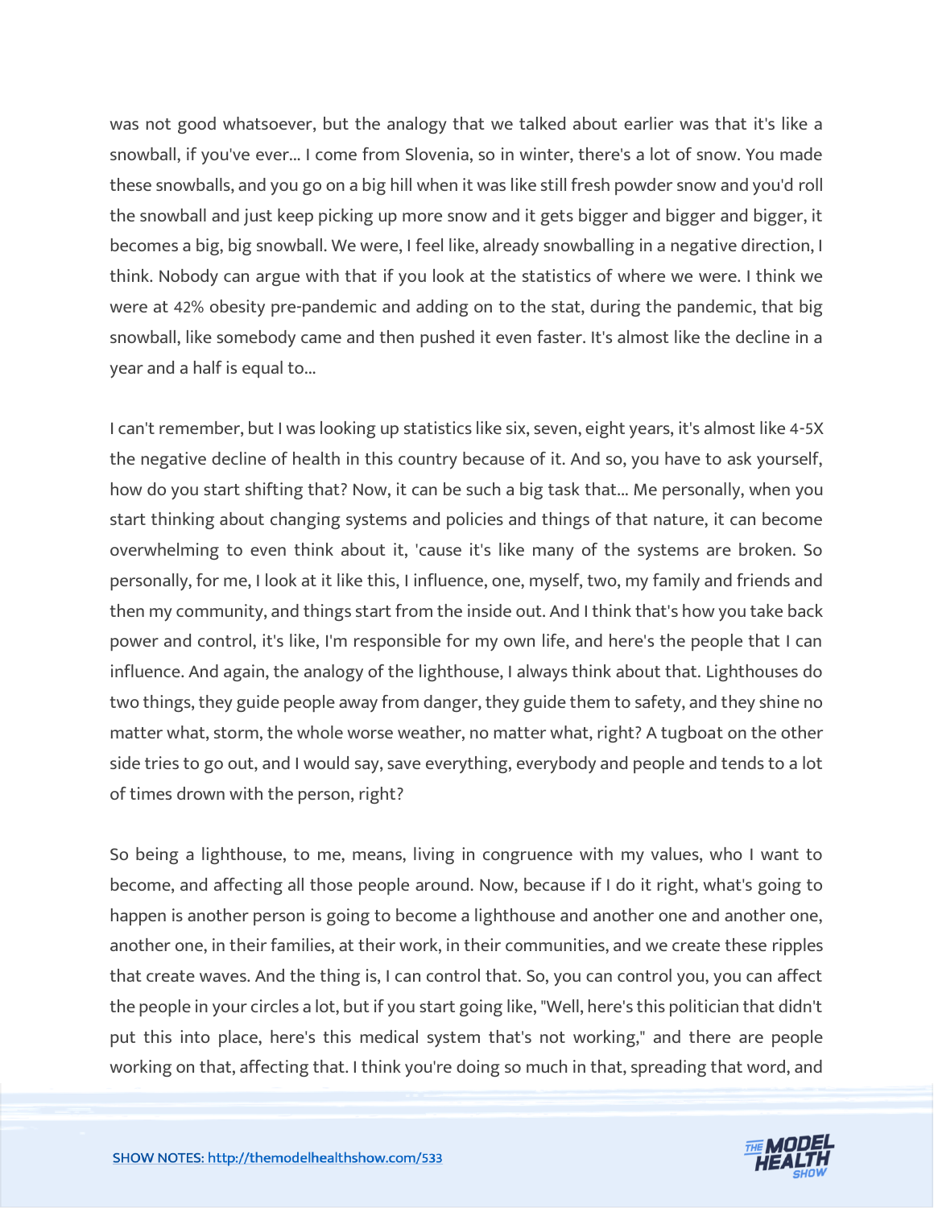was not good whatsoever, but the analogy that we talked about earlier was that it's like a snowball, if you've ever... I come from Slovenia, so in winter, there's a lot of snow. You made these snowballs, and you go on a big hill when it was like still fresh powder snow and you'd roll the snowball and just keep picking up more snow and it gets bigger and bigger and bigger, it becomes a big, big snowball. We were, I feel like, already snowballing in a negative direction, I think. Nobody can argue with that if you look at the statistics of where we were. I think we were at 42% obesity pre-pandemic and adding on to the stat, during the pandemic, that big snowball, like somebody came and then pushed it even faster. It's almost like the decline in a year and a half is equal to...

I can't remember, but I was looking up statistics like six, seven, eight years, it's almost like 4-5X the negative decline of health in this country because of it. And so, you have to ask yourself, how do you start shifting that? Now, it can be such a big task that... Me personally, when you start thinking about changing systems and policies and things of that nature, it can become overwhelming to even think about it, 'cause it's like many of the systems are broken. So personally, for me, I look at it like this, I influence, one, myself, two, my family and friends and then my community, and things start from the inside out. And I think that's how you take back power and control, it's like, I'm responsible for my own life, and here's the people that I can influence. And again, the analogy of the lighthouse, I always think about that. Lighthouses do two things, they guide people away from danger, they guide them to safety, and they shine no matter what, storm, the whole worse weather, no matter what, right? A tugboat on the other side tries to go out, and I would say, save everything, everybody and people and tends to a lot of times drown with the person, right?

So being a lighthouse, to me, means, living in congruence with my values, who I want to become, and affecting all those people around. Now, because if I do it right, what's going to happen is another person is going to become a lighthouse and another one and another one, another one, in their families, at their work, in their communities, and we create these ripples that create waves. And the thing is, I can control that. So, you can control you, you can affect the people in your circles a lot, but if you start going like, "Well, here's this politician that didn't put this into place, here's this medical system that's not working," and there are people working on that, affecting that. I think you're doing so much in that, spreading that word, and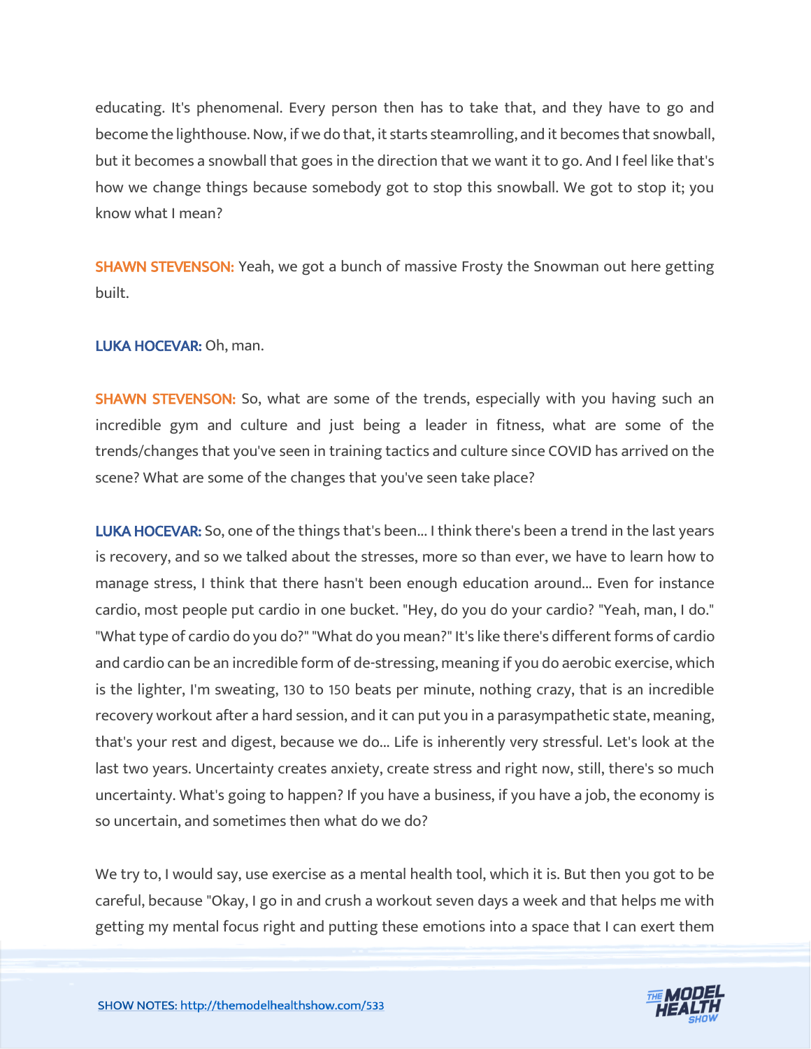educating. It's phenomenal. Every person then has to take that, and they have to go and become the lighthouse. Now, if we do that, it starts steamrolling, and it becomes that snowball, but it becomes a snowball that goes in the direction that we want it to go. And I feel like that's how we change things because somebody got to stop this snowball. We got to stop it; you know what I mean?

**SHAWN STEVENSON:** Yeah, we got a bunch of massive Frosty the Snowman out here getting built.

**LUKA HOCEVAR:** Oh, man.

**SHAWN STEVENSON:** So, what are some of the trends, especially with you having such an incredible gym and culture and just being a leader in fitness, what are some of the trends/changes that you've seen in training tactics and culture since COVID has arrived on the scene? What are some of the changes that you've seen take place?

**LUKA HOCEVAR:** So, one of the things that's been... I think there's been a trend in the last years is recovery, and so we talked about the stresses, more so than ever, we have to learn how to manage stress, I think that there hasn't been enough education around... Even for instance cardio, most people put cardio in one bucket. "Hey, do you do your cardio? "Yeah, man, I do." "What type of cardio do you do?" "What do you mean?" It's like there's different forms of cardio and cardio can be an incredible form of de-stressing, meaning if you do aerobic exercise, which is the lighter, I'm sweating, 130 to 150 beats per minute, nothing crazy, that is an incredible recovery workout after a hard session, and it can put you in a parasympathetic state, meaning, that's your rest and digest, because we do... Life is inherently very stressful. Let's look at the last two years. Uncertainty creates anxiety, create stress and right now, still, there's so much uncertainty. What's going to happen? If you have a business, if you have a job, the economy is so uncertain, and sometimes then what do we do?

We try to, I would say, use exercise as a mental health tool, which it is. But then you got to be careful, because "Okay, I go in and crush a workout seven days a week and that helps me with getting my mental focus right and putting these emotions into a space that I can exert them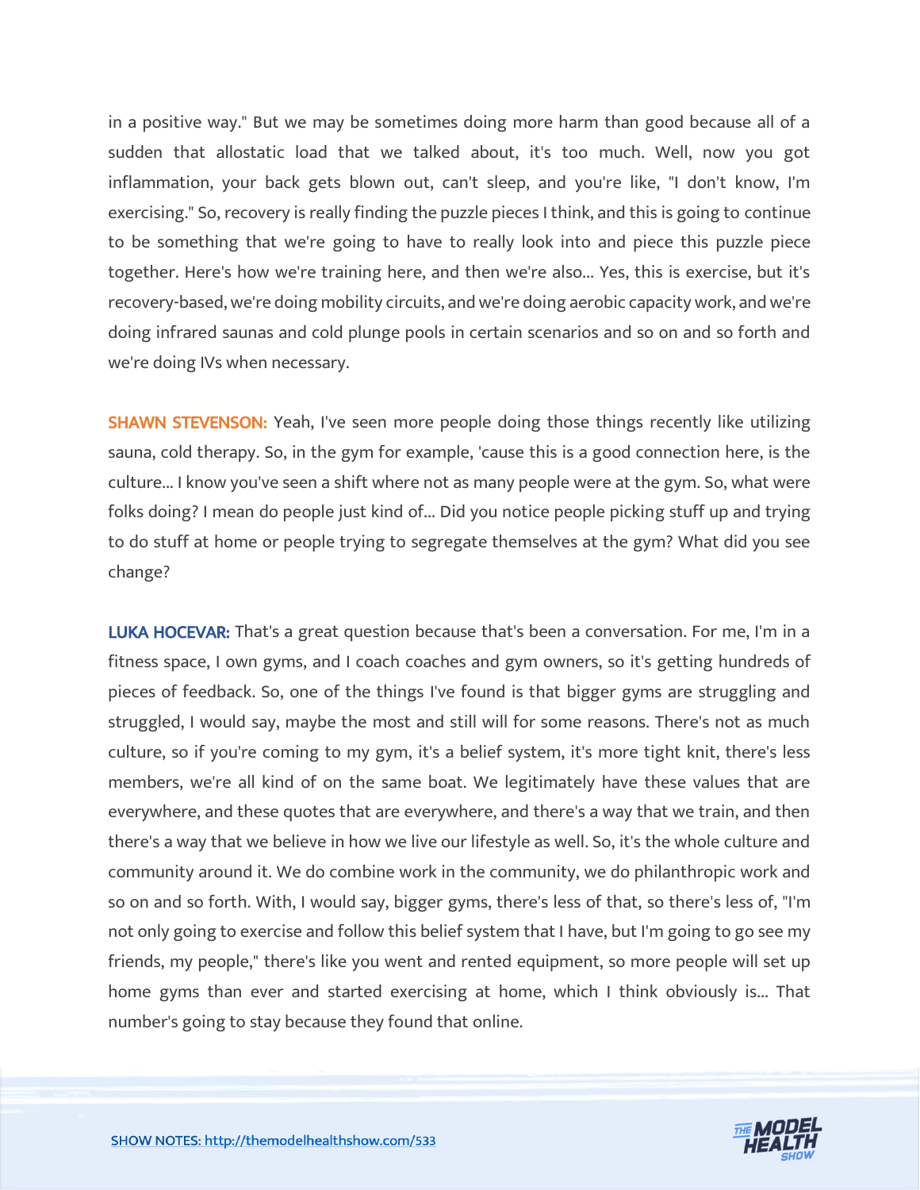in a positive way." But we may be sometimes doing more harm than good because all of a sudden that allostatic load that we talked about, it's too much. Well, now you got inflammation, your back gets blown out, can't sleep, and you're like, "I don't know, I'm exercising." So, recovery is really finding the puzzle pieces I think, and this is going to continue to be something that we're going to have to really look into and piece this puzzle piece together. Here's how we're training here, and then we're also... Yes, this is exercise, but it's recovery-based, we're doing mobility circuits, and we're doing aerobic capacity work, and we're doing infrared saunas and cold plunge pools in certain scenarios and so on and so forth and we're doing IVs when necessary.

**SHAWN STEVENSON:** Yeah, I've seen more people doing those things recently like utilizing sauna, cold therapy. So, in the gym for example, 'cause this is a good connection here, is the culture... I know you've seen a shift where not as many people were at the gym. So, what were folks doing? I mean do people just kind of... Did you notice people picking stuff up and trying to do stuff at home or people trying to segregate themselves at the gym? What did you see change?

**LUKA HOCEVAR:** That's a great question because that's been a conversation. For me, I'm in a fitness space, I own gyms, and I coach coaches and gym owners, so it's getting hundreds of pieces of feedback. So, one of the things I've found is that bigger gyms are struggling and struggled, I would say, maybe the most and still will for some reasons. There's not as much culture, so if you're coming to my gym, it's a belief system, it's more tight knit, there's less members, we're all kind of on the same boat. We legitimately have these values that are everywhere, and these quotes that are everywhere, and there's a way that we train, and then there's a way that we believe in how we live our lifestyle as well. So, it's the whole culture and community around it. We do combine work in the community, we do philanthropic work and so on and so forth. With, I would say, bigger gyms, there's less of that, so there's less of, "I'm not only going to exercise and follow this belief system that I have, but I'm going to go see my friends, my people," there's like you went and rented equipment, so more people will set up home gyms than ever and started exercising at home, which I think obviously is... That number's going to stay because they found that online.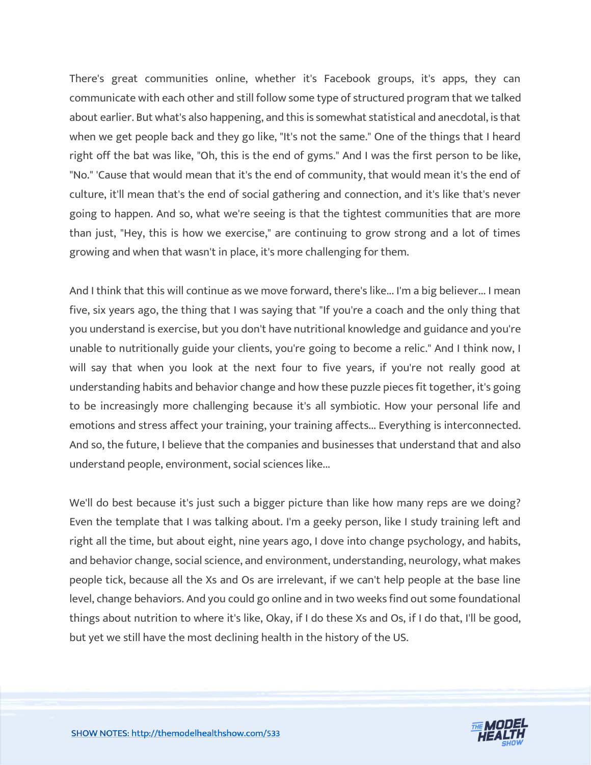There's great communities online, whether it's Facebook groups, it's apps, they can communicate with each other and still follow some type of structured program that we talked about earlier. But what's also happening, and this is somewhat statistical and anecdotal, is that when we get people back and they go like, "It's not the same." One of the things that I heard right off the bat was like, "Oh, this is the end of gyms." And I was the first person to be like, "No." 'Cause that would mean that it's the end of community, that would mean it's the end of culture, it'll mean that's the end of social gathering and connection, and it's like that's never going to happen. And so, what we're seeing is that the tightest communities that are more than just, "Hey, this is how we exercise," are continuing to grow strong and a lot of times growing and when that wasn't in place, it's more challenging for them.

And I think that this will continue as we move forward, there's like... I'm a big believer... I mean five, six years ago, the thing that I was saying that "If you're a coach and the only thing that you understand is exercise, but you don't have nutritional knowledge and guidance and you're unable to nutritionally guide your clients, you're going to become a relic." And I think now, I will say that when you look at the next four to five years, if you're not really good at understanding habits and behavior change and how these puzzle pieces fit together, it's going to be increasingly more challenging because it's all symbiotic. How your personal life and emotions and stress affect your training, your training affects... Everything is interconnected. And so, the future, I believe that the companies and businesses that understand that and also understand people, environment, social sciences like...

We'll do best because it's just such a bigger picture than like how many reps are we doing? Even the template that I was talking about. I'm a geeky person, like I study training left and right all the time, but about eight, nine years ago, I dove into change psychology, and habits, and behavior change, social science, and environment, understanding, neurology, what makes people tick, because all the Xs and Os are irrelevant, if we can't help people at the base line level, change behaviors. And you could go online and in two weeks find out some foundational things about nutrition to where it's like, Okay, if I do these Xs and Os, if I do that, I'll be good, but yet we still have the most declining health in the history of the US.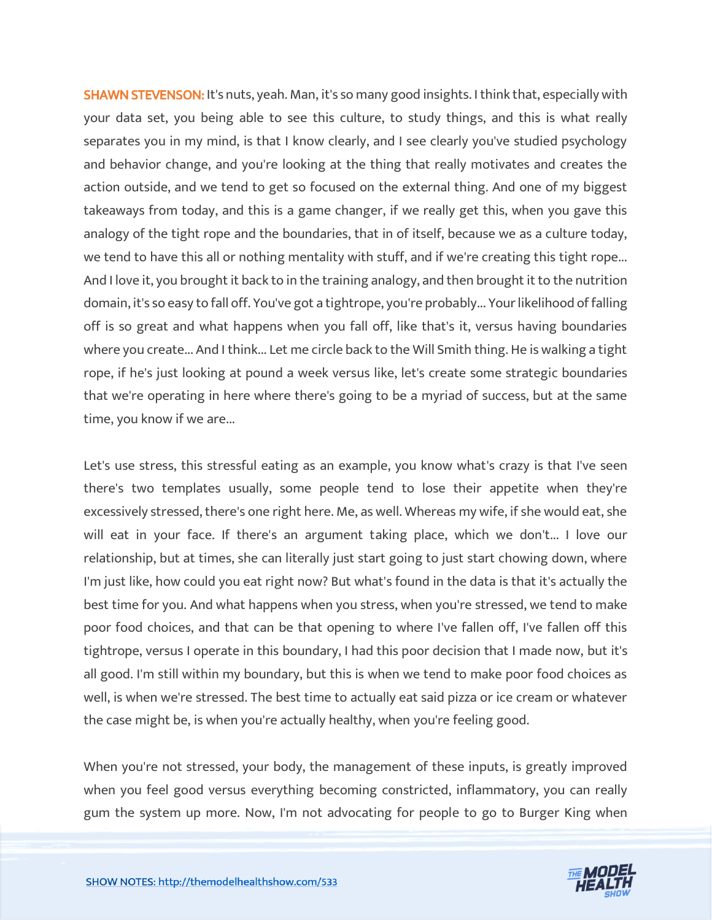**SHAWN STEVENSON:** It's nuts, yeah. Man, it's so many good insights. I think that, especially with your data set, you being able to see this culture, to study things, and this is what really separates you in my mind, is that I know clearly, and I see clearly you've studied psychology and behavior change, and you're looking at the thing that really motivates and creates the action outside, and we tend to get so focused on the external thing. And one of my biggest takeaways from today, and this is a game changer, if we really get this, when you gave this analogy of the tight rope and the boundaries, that in of itself, because we as a culture today, we tend to have this all or nothing mentality with stuff, and if we're creating this tight rope... And I love it, you brought it back to in the training analogy, and then brought it to the nutrition domain, it's so easy to fall off. You've got a tightrope, you're probably... Your likelihood of falling off is so great and what happens when you fall off, like that's it, versus having boundaries where you create... And I think... Let me circle back to the Will Smith thing. He is walking a tight rope, if he's just looking at pound a week versus like, let's create some strategic boundaries that we're operating in here where there's going to be a myriad of success, but at the same time, you know if we are...

Let's use stress, this stressful eating as an example, you know what's crazy is that I've seen there's two templates usually, some people tend to lose their appetite when they're excessively stressed, there's one right here. Me, as well. Whereas my wife, if she would eat, she will eat in your face. If there's an argument taking place, which we don't... I love our relationship, but at times, she can literally just start going to just start chowing down, where I'm just like, how could you eat right now? But what's found in the data is that it's actually the best time for you. And what happens when you stress, when you're stressed, we tend to make poor food choices, and that can be that opening to where I've fallen off, I've fallen off this tightrope, versus I operate in this boundary, I had this poor decision that I made now, but it's all good. I'm still within my boundary, but this is when we tend to make poor food choices as well, is when we're stressed. The best time to actually eat said pizza or ice cream or whatever the case might be, is when you're actually healthy, when you're feeling good.

When you're not stressed, your body, the management of these inputs, is greatly improved when you feel good versus everything becoming constricted, inflammatory, you can really gum the system up more. Now, I'm not advocating for people to go to Burger King when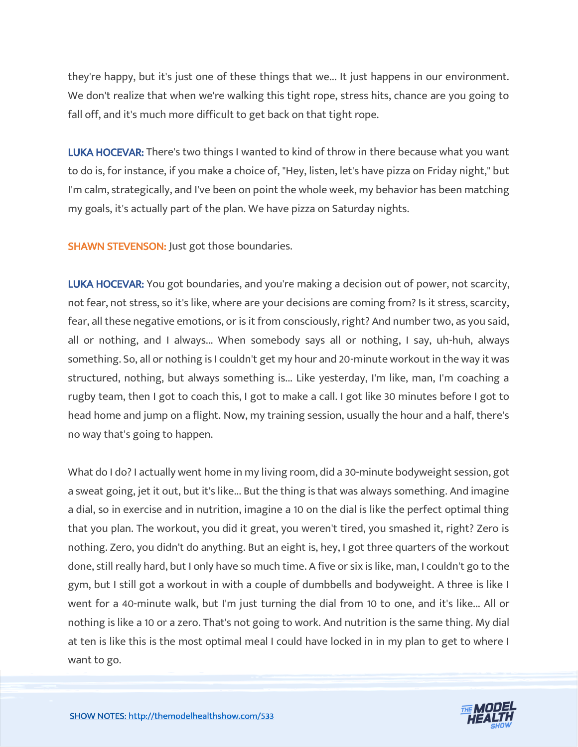they're happy, but it's just one of these things that we... It just happens in our environment. We don't realize that when we're walking this tight rope, stress hits, chance are you going to fall off, and it's much more difficult to get back on that tight rope.

**LUKA HOCEVAR:** There's two things I wanted to kind of throw in there because what you want to do is, for instance, if you make a choice of, "Hey, listen, let's have pizza on Friday night," but I'm calm, strategically, and I've been on point the whole week, my behavior has been matching my goals, it's actually part of the plan. We have pizza on Saturday nights.

**SHAWN STEVENSON:** Just got those boundaries.

**LUKA HOCEVAR:** You got boundaries, and you're making a decision out of power, not scarcity, not fear, not stress, so it's like, where are your decisions are coming from? Is it stress, scarcity, fear, all these negative emotions, or is it from consciously, right? And number two, as you said, all or nothing, and I always... When somebody says all or nothing, I say, uh-huh, always something. So, all or nothing is I couldn't get my hour and 20-minute workout in the way it was structured, nothing, but always something is... Like yesterday, I'm like, man, I'm coaching a rugby team, then I got to coach this, I got to make a call. I got like 30 minutes before I got to head home and jump on a flight. Now, my training session, usually the hour and a half, there's no way that's going to happen.

What do I do? I actually went home in my living room, did a 30-minute bodyweight session, got a sweat going, jet it out, but it's like... But the thing is that was always something. And imagine a dial, so in exercise and in nutrition, imagine a 10 on the dial is like the perfect optimal thing that you plan. The workout, you did it great, you weren't tired, you smashed it, right? Zero is nothing. Zero, you didn't do anything. But an eight is, hey, I got three quarters of the workout done, still really hard, but I only have so much time. A five or six is like, man, I couldn't go to the gym, but I still got a workout in with a couple of dumbbells and bodyweight. A three is like I went for a 40-minute walk, but I'm just turning the dial from 10 to one, and it's like... All or nothing is like a 10 or a zero. That's not going to work. And nutrition is the same thing. My dial at ten is like this is the most optimal meal I could have locked in in my plan to get to where I want to go.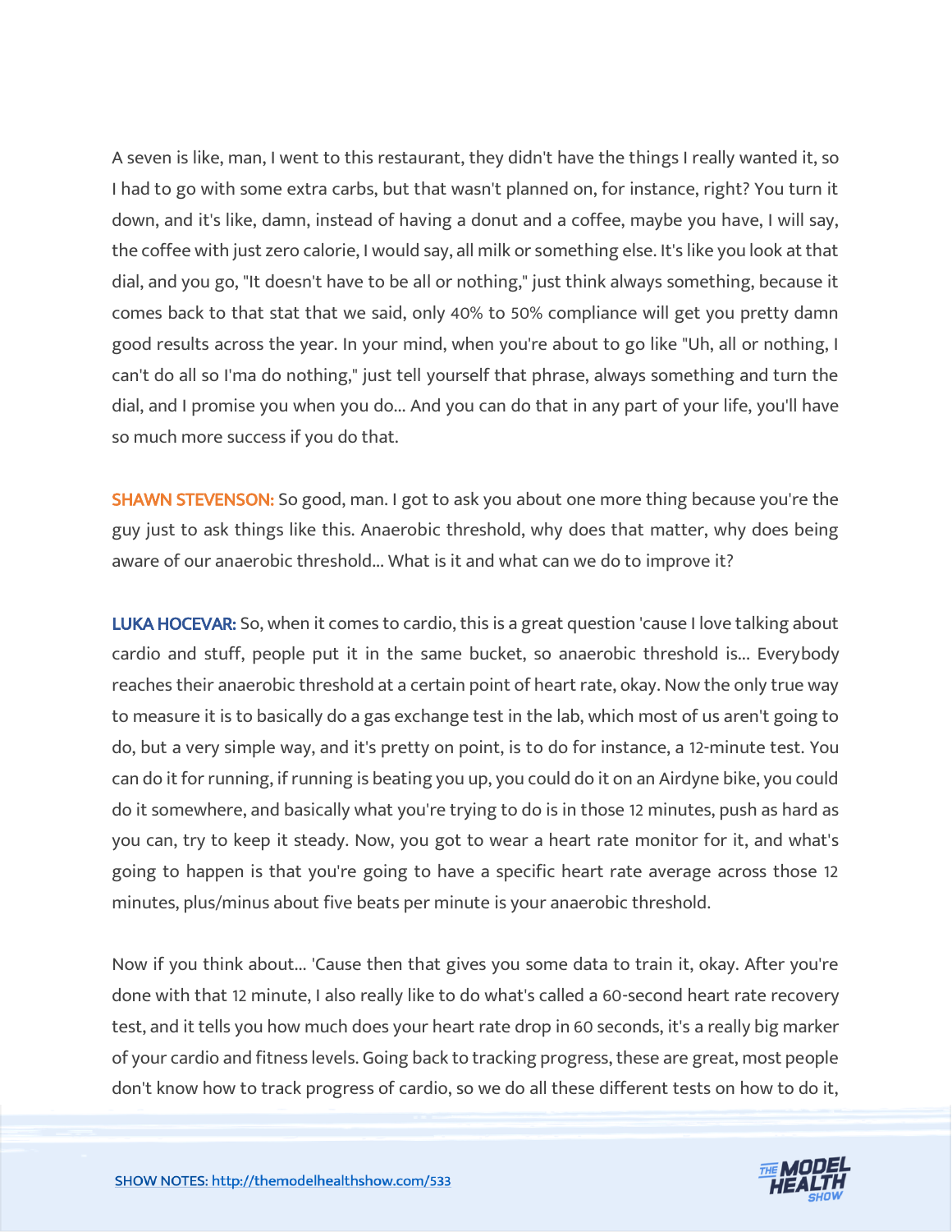A seven is like, man, I went to this restaurant, they didn't have the things I really wanted it, so I had to go with some extra carbs, but that wasn't planned on, for instance, right? You turn it down, and it's like, damn, instead of having a donut and a coffee, maybe you have, I will say, the coffee with just zero calorie, I would say, all milk or something else. It's like you look at that dial, and you go, "It doesn't have to be all or nothing," just think always something, because it comes back to that stat that we said, only 40% to 50% compliance will get you pretty damn good results across the year. In your mind, when you're about to go like "Uh, all or nothing, I can't do all so I'ma do nothing," just tell yourself that phrase, always something and turn the dial, and I promise you when you do... And you can do that in any part of your life, you'll have so much more success if you do that.

**SHAWN STEVENSON:** So good, man. I got to ask you about one more thing because you're the guy just to ask things like this. Anaerobic threshold, why does that matter, why does being aware of our anaerobic threshold... What is it and what can we do to improve it?

**LUKA HOCEVAR:** So, when it comes to cardio, this is a great question 'cause I love talking about cardio and stuff, people put it in the same bucket, so anaerobic threshold is... Everybody reaches their anaerobic threshold at a certain point of heart rate, okay. Now the only true way to measure it is to basically do a gas exchange test in the lab, which most of us aren't going to do, but a very simple way, and it's pretty on point, is to do for instance, a 12-minute test. You can do it for running, if running is beating you up, you could do it on an Airdyne bike, you could do it somewhere, and basically what you're trying to do is in those 12 minutes, push as hard as you can, try to keep it steady. Now, you got to wear a heart rate monitor for it, and what's going to happen is that you're going to have a specific heart rate average across those 12 minutes, plus/minus about five beats per minute is your anaerobic threshold.

Now if you think about... 'Cause then that gives you some data to train it, okay. After you're done with that 12 minute, I also really like to do what's called a 60-second heart rate recovery test, and it tells you how much does your heart rate drop in 60 seconds, it's a really big marker of your cardio and fitness levels. Going back to tracking progress, these are great, most people don't know how to track progress of cardio, so we do all these different tests on how to do it,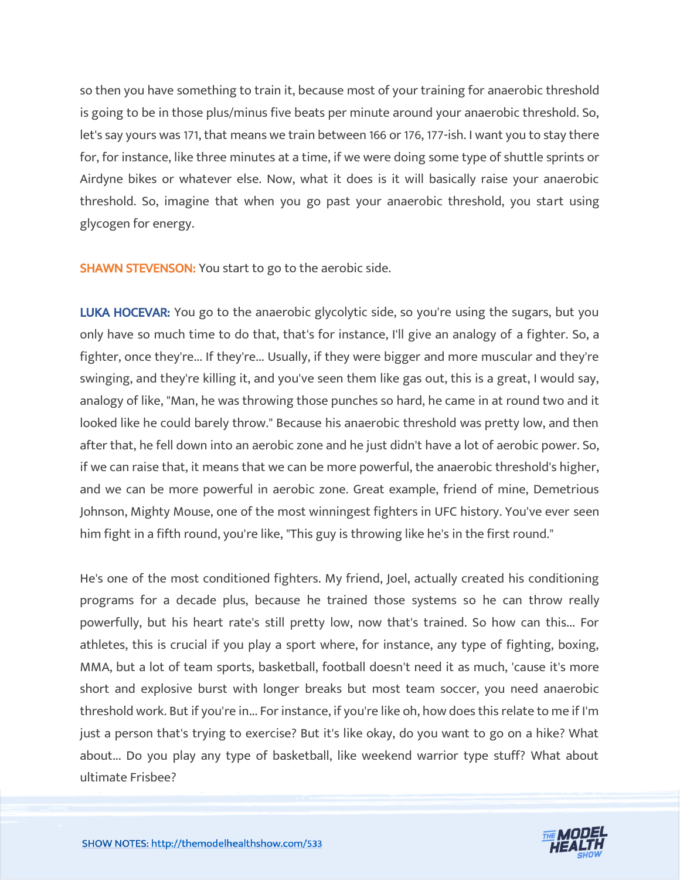so then you have something to train it, because most of your training for anaerobic threshold is going to be in those plus/minus five beats per minute around your anaerobic threshold. So, let's say yours was 171, that means we train between 166 or 176, 177-ish. I want you to stay there for, for instance, like three minutes at a time, if we were doing some type of shuttle sprints or Airdyne bikes or whatever else. Now, what it does is it will basically raise your anaerobic threshold. So, imagine that when you go past your anaerobic threshold, you start using glycogen for energy.

**SHAWN STEVENSON:** You start to go to the aerobic side.

**LUKA HOCEVAR:** You go to the anaerobic glycolytic side, so you're using the sugars, but you only have so much time to do that, that's for instance, I'll give an analogy of a fighter. So, a fighter, once they're... If they're... Usually, if they were bigger and more muscular and they're swinging, and they're killing it, and you've seen them like gas out, this is a great, I would say, analogy of like, "Man, he was throwing those punches so hard, he came in at round two and it looked like he could barely throw." Because his anaerobic threshold was pretty low, and then after that, he fell down into an aerobic zone and he just didn't have a lot of aerobic power. So, if we can raise that, it means that we can be more powerful, the anaerobic threshold's higher, and we can be more powerful in aerobic zone. Great example, friend of mine, Demetrious Johnson, Mighty Mouse, one of the most winningest fighters in UFC history. You've ever seen him fight in a fifth round, you're like, "This guy is throwing like he's in the first round."

He's one of the most conditioned fighters. My friend, Joel, actually created his conditioning programs for a decade plus, because he trained those systems so he can throw really powerfully, but his heart rate's still pretty low, now that's trained. So how can this... For athletes, this is crucial if you play a sport where, for instance, any type of fighting, boxing, MMA, but a lot of team sports, basketball, football doesn't need it as much, 'cause it's more short and explosive burst with longer breaks but most team soccer, you need anaerobic threshold work. But if you're in... For instance, if you're like oh, how does this relate to me if I'm just a person that's trying to exercise? But it's like okay, do you want to go on a hike? What about... Do you play any type of basketball, like weekend warrior type stuff? What about ultimate Frisbee?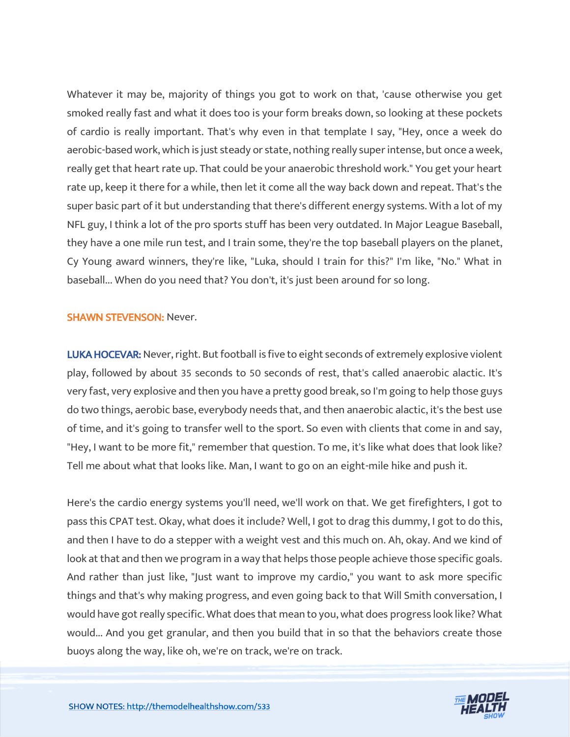Whatever it may be, majority of things you got to work on that, 'cause otherwise you get smoked really fast and what it does too is your form breaks down, so looking at these pockets of cardio is really important. That's why even in that template I say, "Hey, once a week do aerobic-based work, which is just steady or state, nothing really super intense, but once a week, really get that heart rate up. That could be your anaerobic threshold work." You get your heart rate up, keep it there for a while, then let it come all the way back down and repeat. That's the super basic part of it but understanding that there's different energy systems. With a lot of my NFL guy, I think a lot of the pro sports stuff has been very outdated. In Major League Baseball, they have a one mile run test, and I train some, they're the top baseball players on the planet, Cy Young award winners, they're like, "Luka, should I train for this?" I'm like, "No." What in baseball... When do you need that? You don't, it's just been around for so long.

**SHAWN STEVENSON:** Never.

**LUKA HOCEVAR:** Never, right. But football is five to eight seconds of extremely explosive violent play, followed by about 35 seconds to 50 seconds of rest, that's called anaerobic alactic. It's very fast, very explosive and then you have a pretty good break, so I'm going to help those guys do two things, aerobic base, everybody needs that, and then anaerobic alactic, it's the best use of time, and it's going to transfer well to the sport. So even with clients that come in and say, "Hey, I want to be more fit," remember that question. To me, it's like what does that look like? Tell me about what that looks like. Man, I want to go on an eight-mile hike and push it.

Here's the cardio energy systems you'll need, we'll work on that. We get firefighters, I got to pass this CPAT test. Okay, what does it include? Well, I got to drag this dummy, I got to do this, and then I have to do a stepper with a weight vest and this much on. Ah, okay. And we kind of look at that and then we program in a way that helps those people achieve those specific goals. And rather than just like, "Just want to improve my cardio," you want to ask more specific things and that's why making progress, and even going back to that Will Smith conversation, I would have got really specific. What does that mean to you, what does progress look like? What would... And you get granular, and then you build that in so that the behaviors create those buoys along the way, like oh, we're on track, we're on track.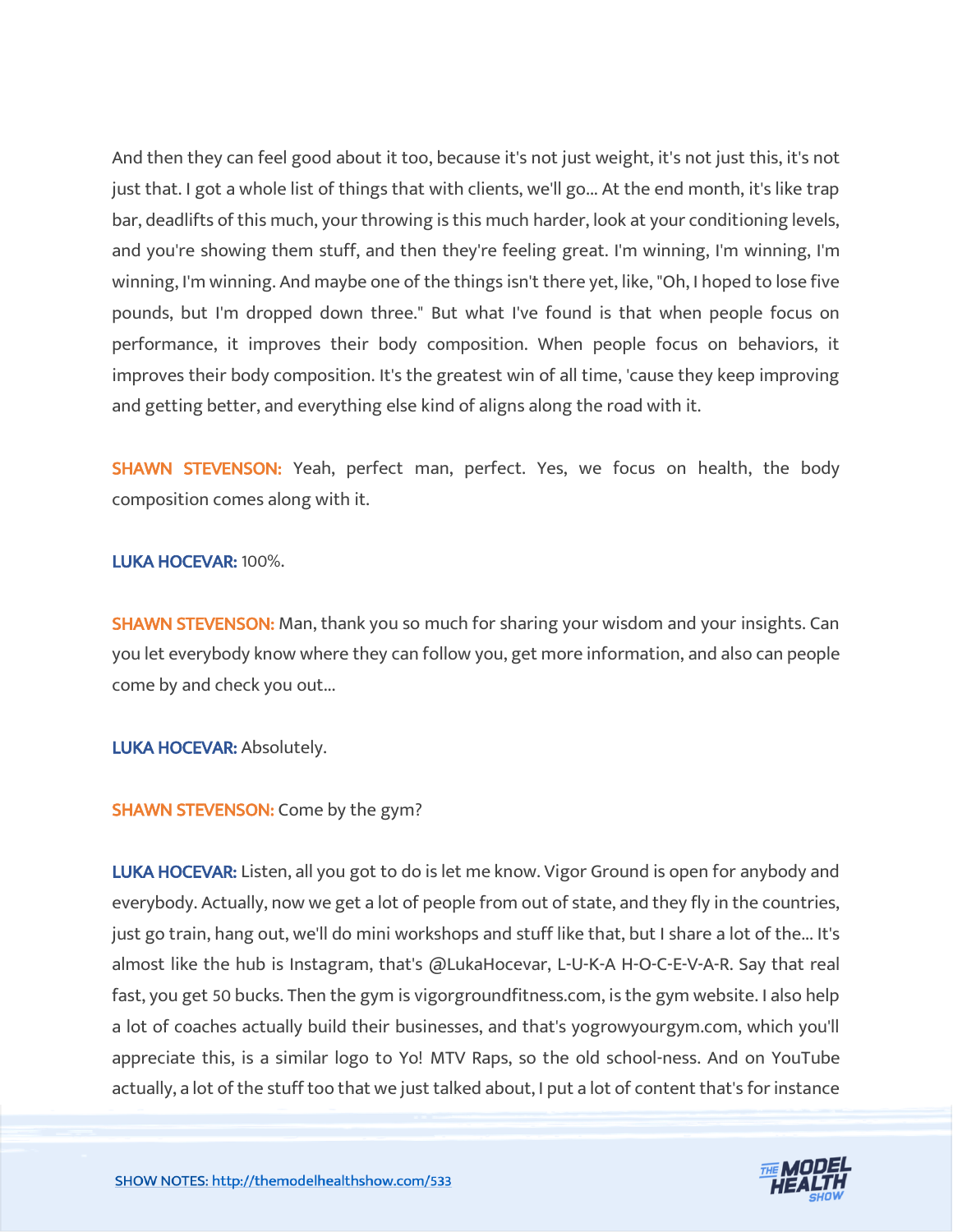And then they can feel good about it too, because it's not just weight, it's not just this, it's not just that. I got a whole list of things that with clients, we'll go... At the end month, it's like trap bar, deadlifts of this much, your throwing is this much harder, look at your conditioning levels, and you're showing them stuff, and then they're feeling great. I'm winning, I'm winning, I'm winning, I'm winning. And maybe one of the things isn't there yet, like, "Oh, I hoped to lose five pounds, but I'm dropped down three." But what I've found is that when people focus on performance, it improves their body composition. When people focus on behaviors, it improves their body composition. It's the greatest win of all time, 'cause they keep improving and getting better, and everything else kind of aligns along the road with it.

**SHAWN STEVENSON:** Yeah, perfect man, perfect. Yes, we focus on health, the body composition comes along with it.

**LUKA HOCEVAR:** 100%.

**SHAWN STEVENSON:** Man, thank you so much for sharing your wisdom and your insights. Can you let everybody know where they can follow you, get more information, and also can people come by and check you out...

**LUKA HOCEVAR:** Absolutely.

**SHAWN STEVENSON:** Come by the gym?

**LUKA HOCEVAR:** Listen, all you got to do is let me know. Vigor Ground is open for anybody and everybody. Actually, now we get a lot of people from out of state, and they fly in the countries, just go train, hang out, we'll do mini workshops and stuff like that, but I share a lot of the... It's almost like the hub is Instagram, that's @LukaHocevar, L-U-K-A H-O-C-E-V-A-R. Say that real fast, you get 50 bucks. Then the gym is vigorgroundfitness.com, is the gym website. I also help a lot of coaches actually build their businesses, and that's yogrowyourgym.com, which you'll appreciate this, is a similar logo to Yo! MTV Raps, so the old school-ness. And on YouTube actually, a lot of the stuff too that we just talked about, I put a lot of content that's for instance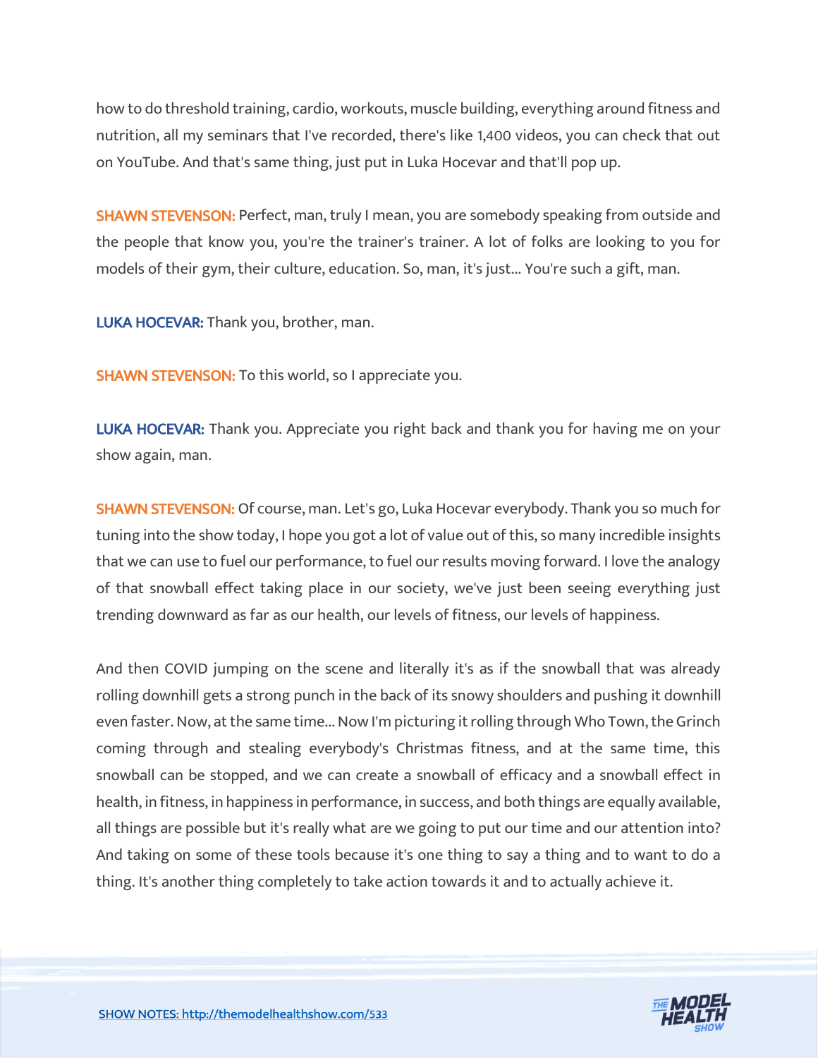how to do threshold training, cardio, workouts, muscle building, everything around fitness and nutrition, all my seminars that I've recorded, there's like 1,400 videos, you can check that out on YouTube. And that's same thing, just put in Luka Hocevar and that'll pop up.

**SHAWN STEVENSON:** Perfect, man, truly I mean, you are somebody speaking from outside and the people that know you, you're the trainer's trainer. A lot of folks are looking to you for models of their gym, their culture, education. So, man, it's just... You're such a gift, man.

**LUKA HOCEVAR:** Thank you, brother, man.

**SHAWN STEVENSON:** To this world, so I appreciate you.

**LUKA HOCEVAR:** Thank you. Appreciate you right back and thank you for having me on your show again, man.

**SHAWN STEVENSON:** Of course, man. Let's go, Luka Hocevar everybody. Thank you so much for tuning into the show today, I hope you got a lot of value out of this, so many incredible insights that we can use to fuel our performance, to fuel our results moving forward. I love the analogy of that snowball effect taking place in our society, we've just been seeing everything just trending downward as far as our health, our levels of fitness, our levels of happiness.

And then COVID jumping on the scene and literally it's as if the snowball that was already rolling downhill gets a strong punch in the back of its snowy shoulders and pushing it downhill even faster. Now, at the same time... Now I'm picturing it rolling through Who Town, the Grinch coming through and stealing everybody's Christmas fitness, and at the same time, this snowball can be stopped, and we can create a snowball of efficacy and a snowball effect in health, in fitness, in happiness in performance, in success, and both things are equally available, all things are possible but it's really what are we going to put our time and our attention into? And taking on some of these tools because it's one thing to say a thing and to want to do a thing. It's another thing completely to take action towards it and to actually achieve it.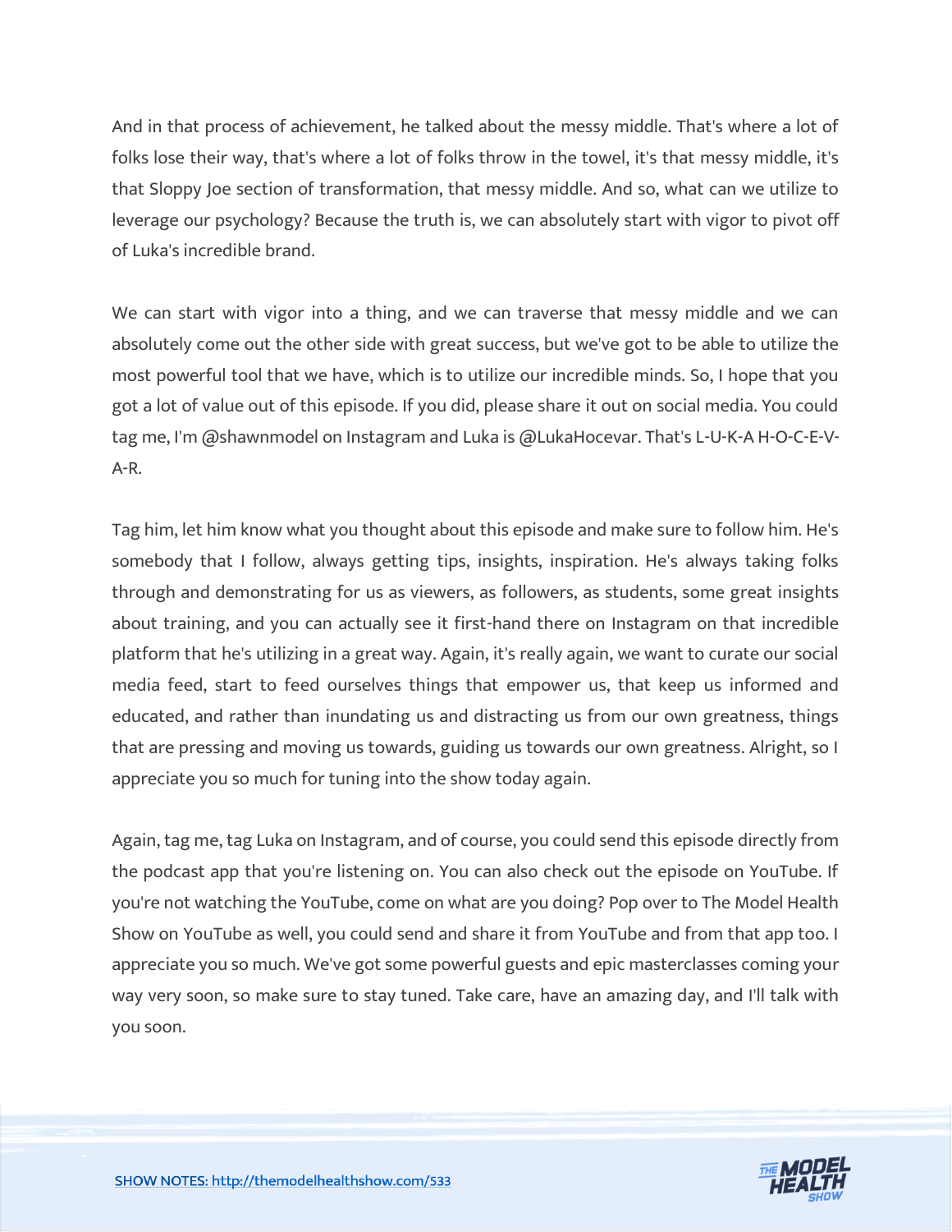And in that process of achievement, he talked about the messy middle. That's where a lot of folks lose their way, that's where a lot of folks throw in the towel, it's that messy middle, it's that Sloppy Joe section of transformation, that messy middle. And so, what can we utilize to leverage our psychology? Because the truth is, we can absolutely start with vigor to pivot off of Luka's incredible brand.

We can start with vigor into a thing, and we can traverse that messy middle and we can absolutely come out the other side with great success, but we've got to be able to utilize the most powerful tool that we have, which is to utilize our incredible minds. So, I hope that you got a lot of value out of this episode. If you did, please share it out on social media. You could tag me, I'm @shawnmodel on Instagram and Luka is @LukaHocevar. That's L-U-K-A H-O-C-E-V-A-R.

Tag him, let him know what you thought about this episode and make sure to follow him. He's somebody that I follow, always getting tips, insights, inspiration. He's always taking folks through and demonstrating for us as viewers, as followers, as students, some great insights about training, and you can actually see it first-hand there on Instagram on that incredible platform that he's utilizing in a great way. Again, it's really again, we want to curate our social media feed, start to feed ourselves things that empower us, that keep us informed and educated, and rather than inundating us and distracting us from our own greatness, things that are pressing and moving us towards, guiding us towards our own greatness. Alright, so I appreciate you so much for tuning into the show today again.

Again, tag me, tag Luka on Instagram, and of course, you could send this episode directly from the podcast app that you're listening on. You can also check out the episode on YouTube. If you're not watching the YouTube, come on what are you doing? Pop over to The Model Health Show on YouTube as well, you could send and share it from YouTube and from that app too. I appreciate you so much. We've got some powerful guests and epic masterclasses coming your way very soon, so make sure to stay tuned. Take care, have an amazing day, and I'll talk with you soon.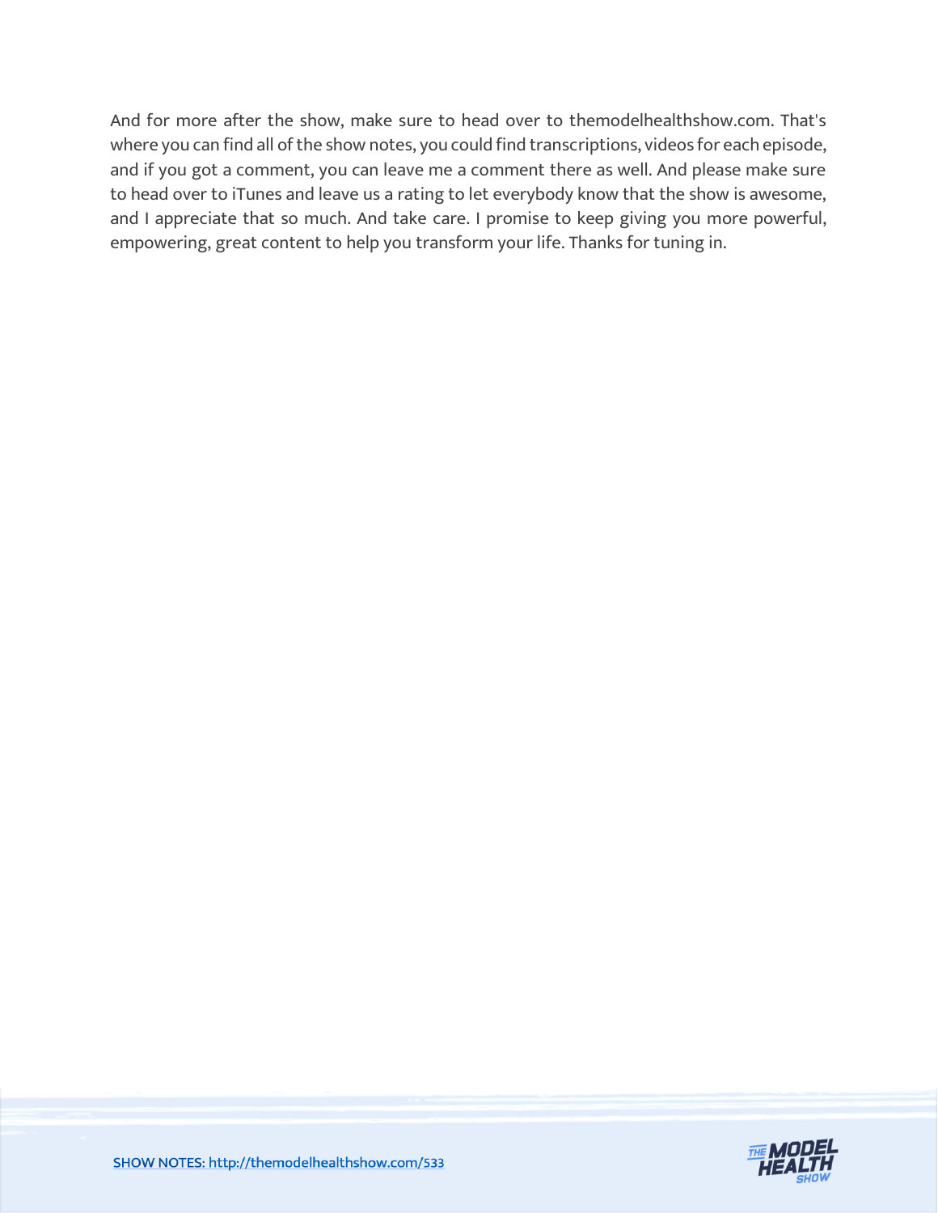And for more after the show, make sure to head over to themodelhealthshow.com. That's where you can find all of the show notes, you could find transcriptions, videos for each episode, and if you got a comment, you can leave me a comment there as well. And please make sure to head over to iTunes and leave us a rating to let everybody know that the show is awesome, and I appreciate that so much. And take care. I promise to keep giving you more powerful, empowering, great content to help you transform your life. Thanks for tuning in.